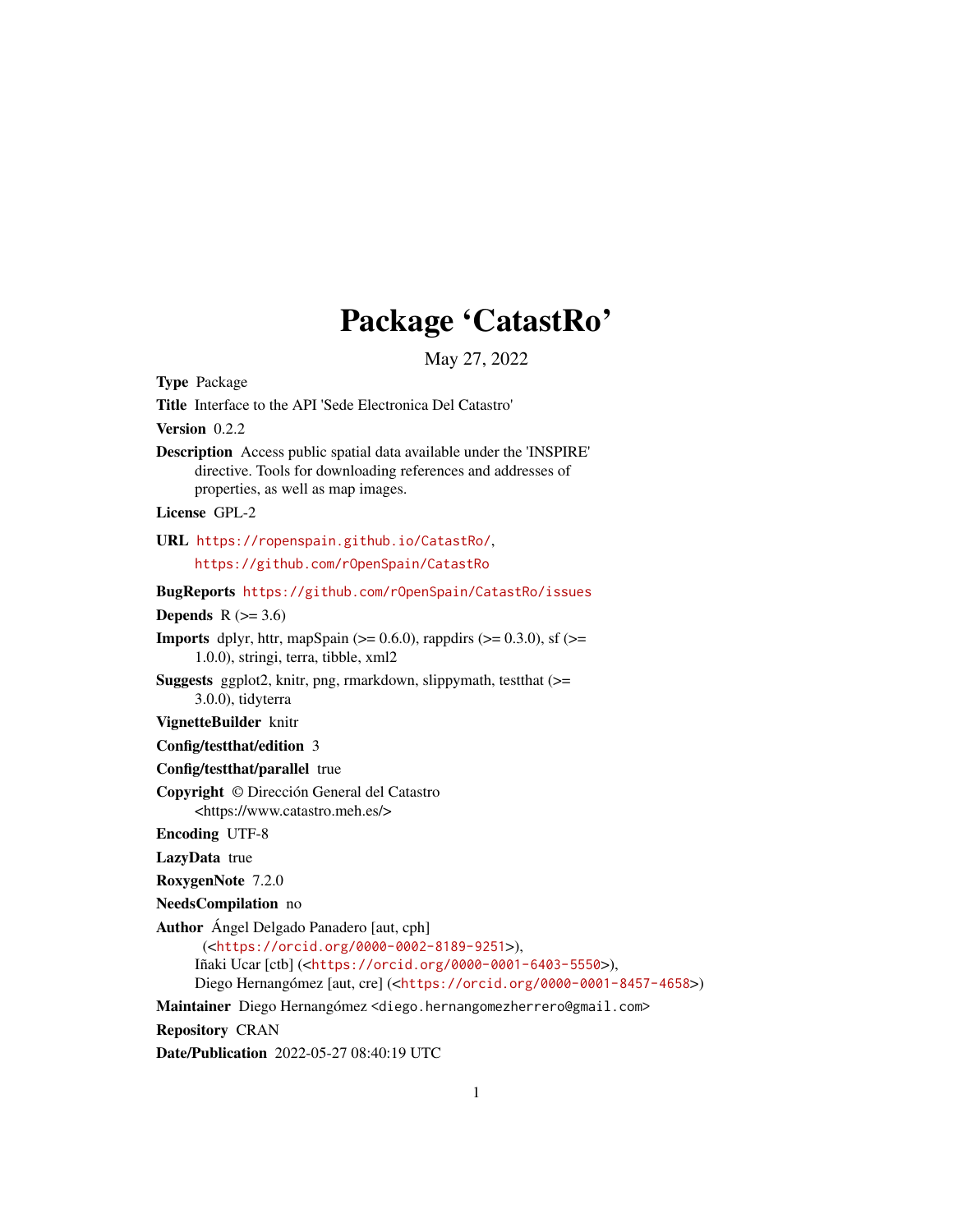# Package 'CatastRo'

May 27, 2022

**Type** Package

**Title** Interface to the API 'Sede Electronica Del Catastro'

**Version** 0.2.2

**Description** Access public spatial data available under the 'INSPIRE' directive. Tools for downloading references and addresses of properties, as well as map images.

**License** GPL-2

**URL** https://ropenspain.github.io/CatastRo/, https://github.com/rOpenSpain/CatastRo

**BugReports** https://github.com/rOpenSpain/CatastRo/issues

**Depends** R (>= 3.6)

**Imports** dplyr, httr, mapSpain (>= 0.6.0), rappdirs (>= 0.3.0), sf (>= 1.0.0), stringi, terra, tibble, xml2

**Suggests** ggplot2, knitr, png, rmarkdown, slippymath, testthat (>= 3.0.0), tidyterra

**VignetteBuilder** knitr

**Config/testthat/edition** 3

**Config/testthat/parallel** true

**Copyright** © Dirección General del Catastro <https://www.catastro.meh.es/>

**Encoding** UTF-8

**LazyData** true

**RoxygenNote** 7.2.0

**NeedsCompilation** no

**Author** Ángel Delgado Panadero [aut, cph] (<https://orcid.org/0000-0002-8189-9251>), Iñaki Ucar [ctb] (<https://orcid.org/0000-0001-6403-5550>), Diego Hernangómez [aut, cre] (<https://orcid.org/0000-0001-8457-4658>)

**Maintainer** Diego Hernangómez <diego.hernangomezherrero@gmail.com>

**Repository** CRAN

**Date/Publication** 2022-05-27 08:40:19 UTC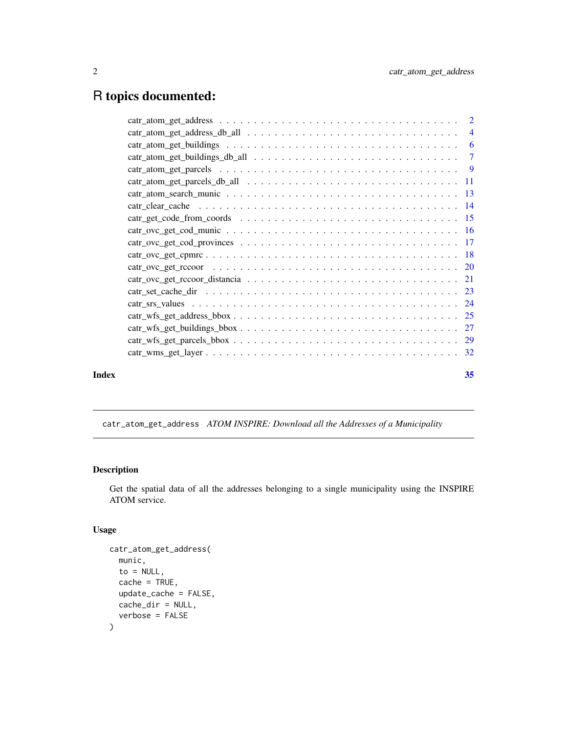# R topics documented:

| | |
|---|---|
| catr_atom_get_address | 2 |
| catr_atom_get_address_db_all | 4 |
| catr_atom_get_buildings | 6 |
| catr_atom_get_buildings_db_all | 7 |
| catr_atom_get_parcels | 9 |
| catr_atom_get_parcels_db_all | 11 |
| catr_atom_search_munic | 13 |
| catr_clear_cache | 14 |
| catr_get_code_from_coords | 15 |
| catr_ovc_get_cod_munic | 16 |
| catr_ovc_get_cod_provinces | 17 |
| catr_ovc_get_cpmrc | 18 |
| catr_ovc_get_rccoor | 20 |
| catr_ovc_get_rccoor_distancia | 21 |
| catr_set_cache_dir | 23 |
| catr_srs_values | 24 |
| catr_wfs_get_address_bbox | 25 |
| catr_wfs_get_buildings_bbox | 27 |
| catr_wfs_get_parcels_bbox | 29 |
| catr_wms_get_layer | 32 |

**Index** 35

---

## catr_atom_get_address *ATOM INSPIRE: Download all the Addresses of a Municipality*

### Description

Get the spatial data of all the addresses belonging to a single municipality using the INSPIRE ATOM service.

### Usage

```
catr_atom_get_address(
  munic,
  to = NULL,
  cache = TRUE,
  update_cache = FALSE,
  cache_dir = NULL,
  verbose = FALSE
)
```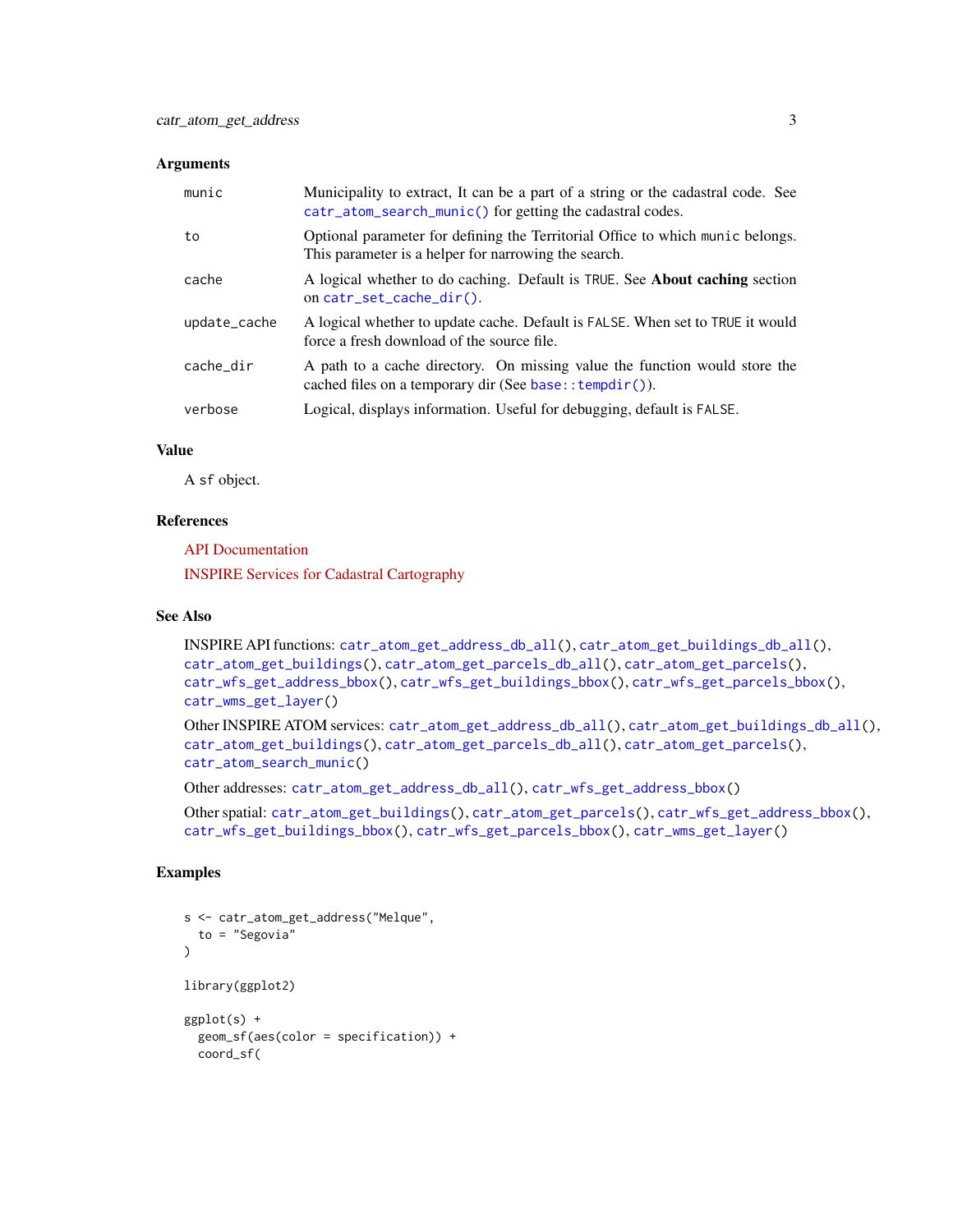## Arguments

| | |
|---|---|
| munic | Municipality to extract, It can be a part of a string or the cadastral code. See `catr_atom_search_munic()` for getting the cadastral codes. |
| to | Optional parameter for defining the Territorial Office to which `munic` belongs. This parameter is a helper for narrowing the search. |
| cache | A logical whether to do caching. Default is `TRUE`. See **About caching** section on `catr_set_cache_dir()`. |
| update_cache | A logical whether to update cache. Default is `FALSE`. When set to `TRUE` it would force a fresh download of the source file. |
| cache_dir | A path to a cache directory. On missing value the function would store the cached files on a temporary dir (See `base::tempdir()`). |
| verbose | Logical, displays information. Useful for debugging, default is `FALSE`. |

## Value

A `sf` object.

## References

API Documentation

INSPIRE Services for Cadastral Cartography

## See Also

INSPIRE API functions: `catr_atom_get_address_db_all()`, `catr_atom_get_buildings_db_all()`, `catr_atom_get_buildings()`, `catr_atom_get_parcels_db_all()`, `catr_atom_get_parcels()`, `catr_wfs_get_address_bbox()`, `catr_wfs_get_buildings_bbox()`, `catr_wfs_get_parcels_bbox()`, `catr_wms_get_layer()`

Other INSPIRE ATOM services: `catr_atom_get_address_db_all()`, `catr_atom_get_buildings_db_all()`, `catr_atom_get_buildings()`, `catr_atom_get_parcels_db_all()`, `catr_atom_get_parcels()`, `catr_atom_search_munic()`

Other addresses: `catr_atom_get_address_db_all()`, `catr_wfs_get_address_bbox()`

Other spatial: `catr_atom_get_buildings()`, `catr_atom_get_parcels()`, `catr_wfs_get_address_bbox()`, `catr_wfs_get_buildings_bbox()`, `catr_wfs_get_parcels_bbox()`, `catr_wms_get_layer()`

## Examples

```
s <- catr_atom_get_address("Melque",
  to = "Segovia"
)

library(ggplot2)

ggplot(s) +
  geom_sf(aes(color = specification)) +
  coord_sf(
```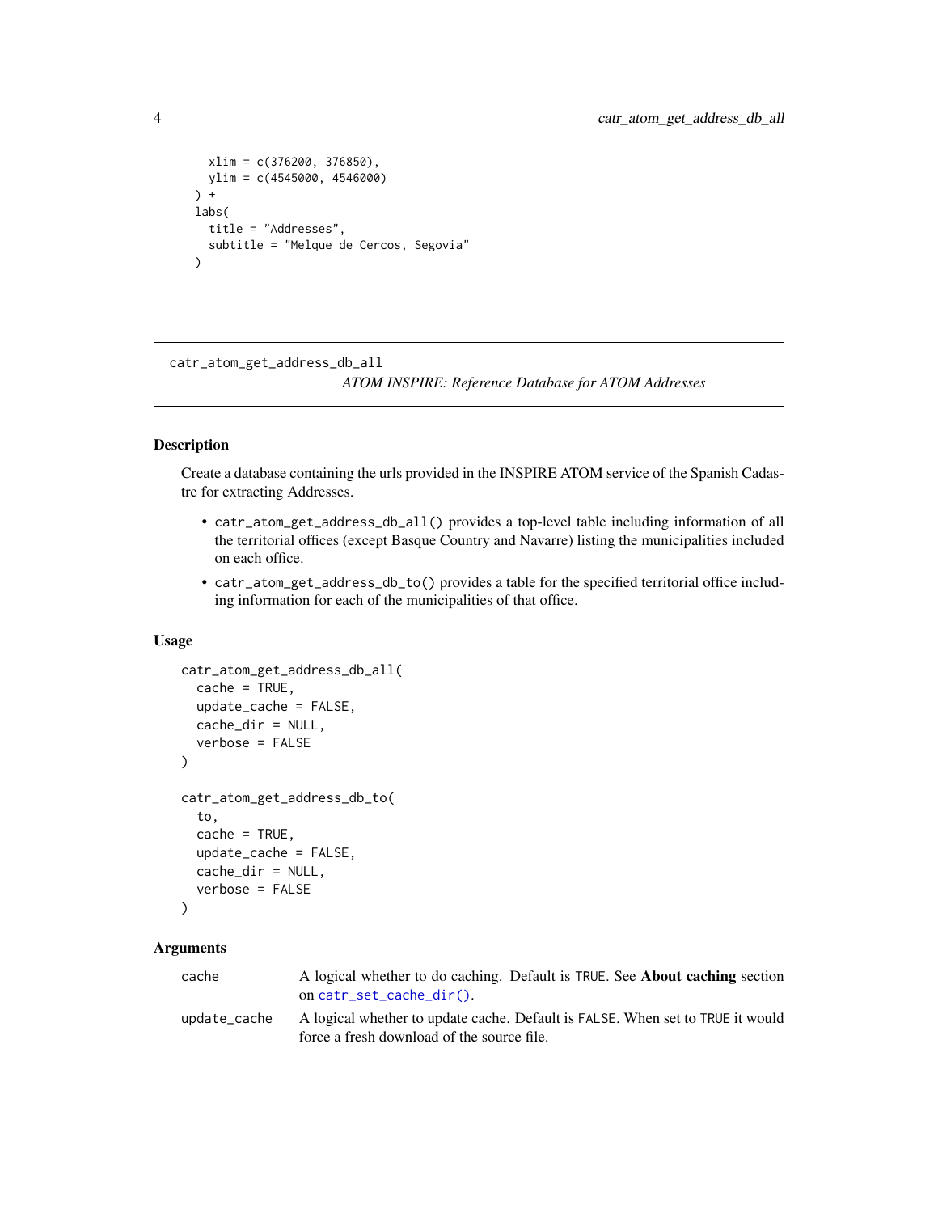```
    xlim = c(376200, 376850),
    ylim = c(4545000, 4546000)
  ) +
  labs(
    title = "Addresses",
    subtitle = "Melque de Cercos, Segovia"
  )
```

---

## catr_atom_get_address_db_all

*ATOM INSPIRE: Reference Database for ATOM Addresses*

---

### Description

Create a database containing the urls provided in the INSPIRE ATOM service of the Spanish Cadastre for extracting Addresses.

- `catr_atom_get_address_db_all()` provides a top-level table including information of all the territorial offices (except Basque Country and Navarre) listing the municipalities included on each office.
- `catr_atom_get_address_db_to()` provides a table for the specified territorial office including information for each of the municipalities of that office.

### Usage

```
catr_atom_get_address_db_all(
  cache = TRUE,
  update_cache = FALSE,
  cache_dir = NULL,
  verbose = FALSE
)

catr_atom_get_address_db_to(
  to,
  cache = TRUE,
  update_cache = FALSE,
  cache_dir = NULL,
  verbose = FALSE
)
```

### Arguments

| | |
|---|---|
| `cache` | A logical whether to do caching. Default is `TRUE`. See **About caching** section on `catr_set_cache_dir()`. |
| `update_cache` | A logical whether to update cache. Default is `FALSE`. When set to `TRUE` it would force a fresh download of the source file. |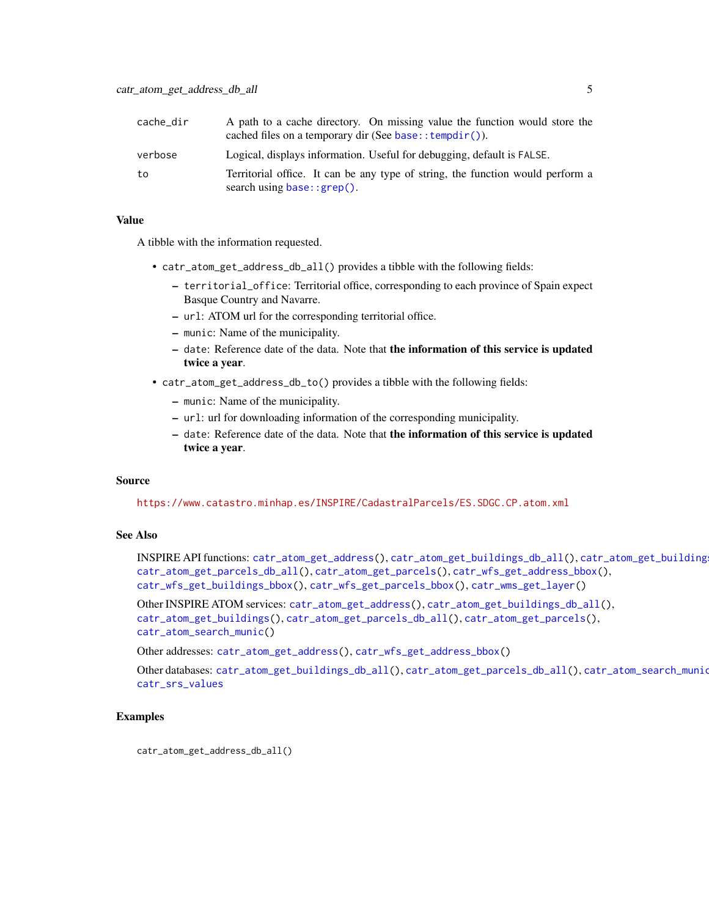| | |
|---|---|
| cache_dir | A path to a cache directory. On missing value the function would store the cached files on a temporary dir (See `base::tempdir()`). |
| verbose | Logical, displays information. Useful for debugging, default is `FALSE`. |
| to | Territorial office. It can be any type of string, the function would perform a search using `base::grep()`. |

### Value

A tibble with the information requested.

- `catr_atom_get_address_db_all()` provides a tibble with the following fields:
  - `territorial_office`: Territorial office, corresponding to each province of Spain expect Basque Country and Navarre.
  - `url`: ATOM url for the corresponding territorial office.
  - `munic`: Name of the municipality.
  - `date`: Reference date of the data. Note that **the information of this service is updated twice a year**.
- `catr_atom_get_address_db_to()` provides a tibble with the following fields:
  - `munic`: Name of the municipality.
  - `url`: url for downloading information of the corresponding municipality.
  - `date`: Reference date of the data. Note that **the information of this service is updated twice a year**.

### Source

https://www.catastro.minhap.es/INSPIRE/CadastralParcels/ES.SDGC.CP.atom.xml

### See Also

INSPIRE API functions: `catr_atom_get_address()`, `catr_atom_get_buildings_db_all()`, `catr_atom_get_buildings()`, `catr_atom_get_parcels_db_all()`, `catr_atom_get_parcels()`, `catr_wfs_get_address_bbox()`, `catr_wfs_get_buildings_bbox()`, `catr_wfs_get_parcels_bbox()`, `catr_wms_get_layer()`

Other INSPIRE ATOM services: `catr_atom_get_address()`, `catr_atom_get_buildings_db_all()`, `catr_atom_get_buildings()`, `catr_atom_get_parcels_db_all()`, `catr_atom_get_parcels()`, `catr_atom_search_munic()`

Other addresses: `catr_atom_get_address()`, `catr_wfs_get_address_bbox()`

Other databases: `catr_atom_get_buildings_db_all()`, `catr_atom_get_parcels_db_all()`, `catr_atom_search_munic()`, `catr_srs_values`

### Examples

```
catr_atom_get_address_db_all()
```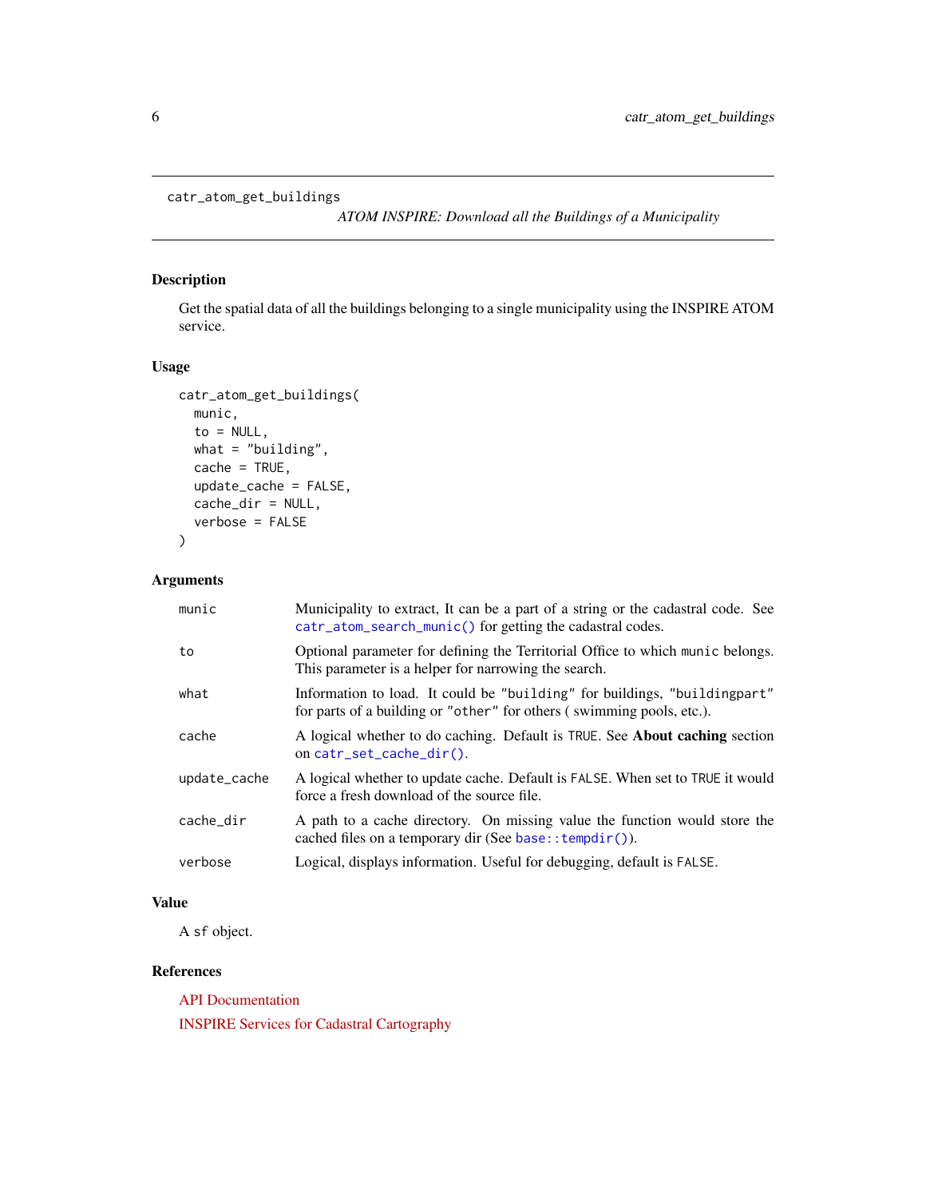catr_atom_get_buildings

*ATOM INSPIRE: Download all the Buildings of a Municipality*

## Description

Get the spatial data of all the buildings belonging to a single municipality using the INSPIRE ATOM service.

## Usage

```
catr_atom_get_buildings(
  munic,
  to = NULL,
  what = "building",
  cache = TRUE,
  update_cache = FALSE,
  cache_dir = NULL,
  verbose = FALSE
)
```

## Arguments

| | |
|---|---|
| munic | Municipality to extract, It can be a part of a string or the cadastral code. See `catr_atom_search_munic()` for getting the cadastral codes. |
| to | Optional parameter for defining the Territorial Office to which munic belongs. This parameter is a helper for narrowing the search. |
| what | Information to load. It could be "building" for buildings, "buildingpart" for parts of a building or "other" for others ( swimming pools, etc.). |
| cache | A logical whether to do caching. Default is TRUE. See **About caching** section on `catr_set_cache_dir()`. |
| update_cache | A logical whether to update cache. Default is FALSE. When set to TRUE it would force a fresh download of the source file. |
| cache_dir | A path to a cache directory. On missing value the function would store the cached files on a temporary dir (See `base::tempdir()`). |
| verbose | Logical, displays information. Useful for debugging, default is FALSE. |

## Value

A sf object.

## References

API Documentation

INSPIRE Services for Cadastral Cartography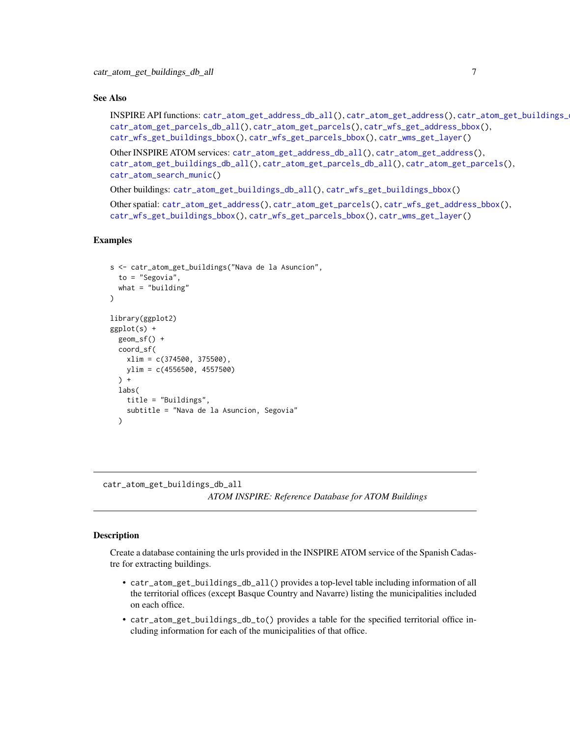## See Also

INSPIRE API functions: `catr_atom_get_address_db_all()`, `catr_atom_get_address()`, `catr_atom_get_buildings_db_all()`, `catr_atom_get_parcels_db_all()`, `catr_atom_get_parcels()`, `catr_wfs_get_address_bbox()`, `catr_wfs_get_buildings_bbox()`, `catr_wfs_get_parcels_bbox()`, `catr_wms_get_layer()`

Other INSPIRE ATOM services: `catr_atom_get_address_db_all()`, `catr_atom_get_address()`, `catr_atom_get_buildings_db_all()`, `catr_atom_get_parcels_db_all()`, `catr_atom_get_parcels()`, `catr_atom_search_munic()`

Other buildings: `catr_atom_get_buildings_db_all()`, `catr_wfs_get_buildings_bbox()`

Other spatial: `catr_atom_get_address()`, `catr_atom_get_parcels()`, `catr_wfs_get_address_bbox()`, `catr_wfs_get_buildings_bbox()`, `catr_wfs_get_parcels_bbox()`, `catr_wms_get_layer()`

## Examples

```
s <- catr_atom_get_buildings("Nava de la Asuncion",
  to = "Segovia",
  what = "building"
)

library(ggplot2)
ggplot(s) +
  geom_sf() +
  coord_sf(
    xlim = c(374500, 375500),
    ylim = c(4556500, 4557500)
  ) +
  labs(
    title = "Buildings",
    subtitle = "Nava de la Asuncion, Segovia"
  )
```

---

# catr_atom_get_buildings_db_all

*ATOM INSPIRE: Reference Database for ATOM Buildings*

## Description

Create a database containing the urls provided in the INSPIRE ATOM service of the Spanish Cadastre for extracting buildings.

- `catr_atom_get_buildings_db_all()` provides a top-level table including information of all the territorial offices (except Basque Country and Navarre) listing the municipalities included on each office.
- `catr_atom_get_buildings_db_to()` provides a table for the specified territorial office including information for each of the municipalities of that office.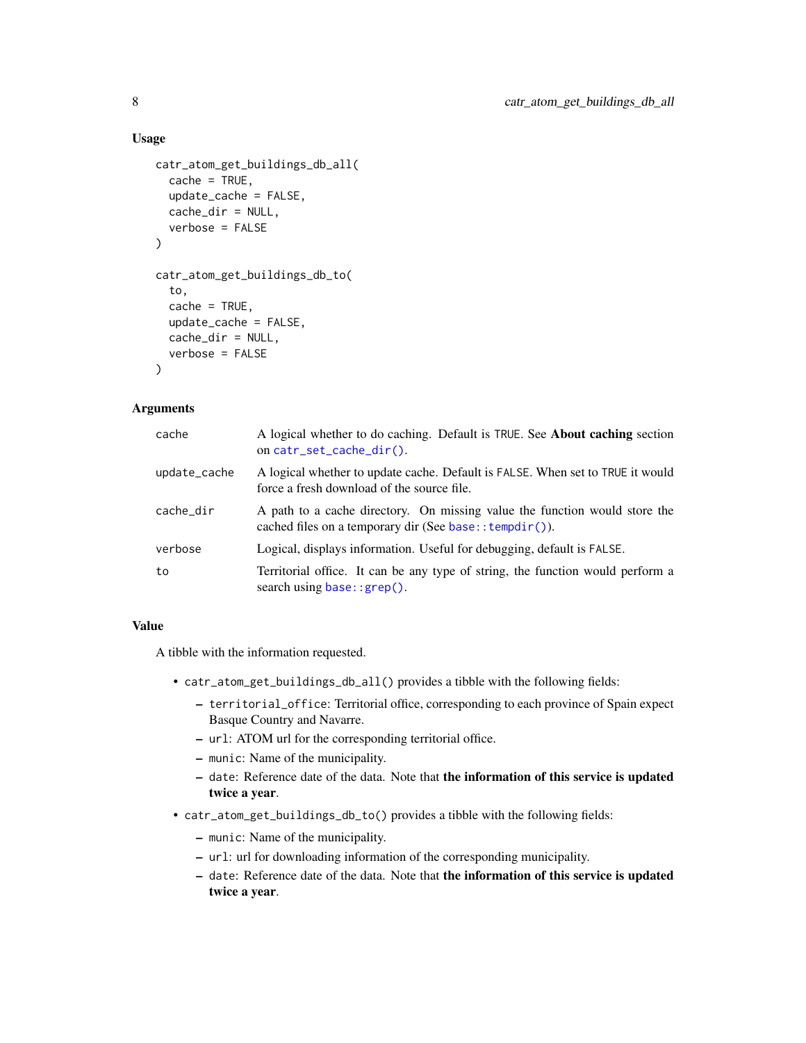### Usage

```
catr_atom_get_buildings_db_all(
  cache = TRUE,
  update_cache = FALSE,
  cache_dir = NULL,
  verbose = FALSE
)

catr_atom_get_buildings_db_to(
  to,
  cache = TRUE,
  update_cache = FALSE,
  cache_dir = NULL,
  verbose = FALSE
)
```

### Arguments

| | |
|---|---|
| `cache` | A logical whether to do caching. Default is `TRUE`. See **About caching** section on `catr_set_cache_dir()`. |
| `update_cache` | A logical whether to update cache. Default is `FALSE`. When set to `TRUE` it would force a fresh download of the source file. |
| `cache_dir` | A path to a cache directory. On missing value the function would store the cached files on a temporary dir (See `base::tempdir()`). |
| `verbose` | Logical, displays information. Useful for debugging, default is `FALSE`. |
| `to` | Territorial office. It can be any type of string, the function would perform a search using `base::grep()`. |

### Value

A tibble with the information requested.

- `catr_atom_get_buildings_db_all()` provides a tibble with the following fields:
  - `territorial_office`: Territorial office, corresponding to each province of Spain expect Basque Country and Navarre.
  - `url`: ATOM url for the corresponding territorial office.
  - `munic`: Name of the municipality.
  - `date`: Reference date of the data. Note that **the information of this service is updated twice a year**.
- `catr_atom_get_buildings_db_to()` provides a tibble with the following fields:
  - `munic`: Name of the municipality.
  - `url`: url for downloading information of the corresponding municipality.
  - `date`: Reference date of the data. Note that **the information of this service is updated twice a year**.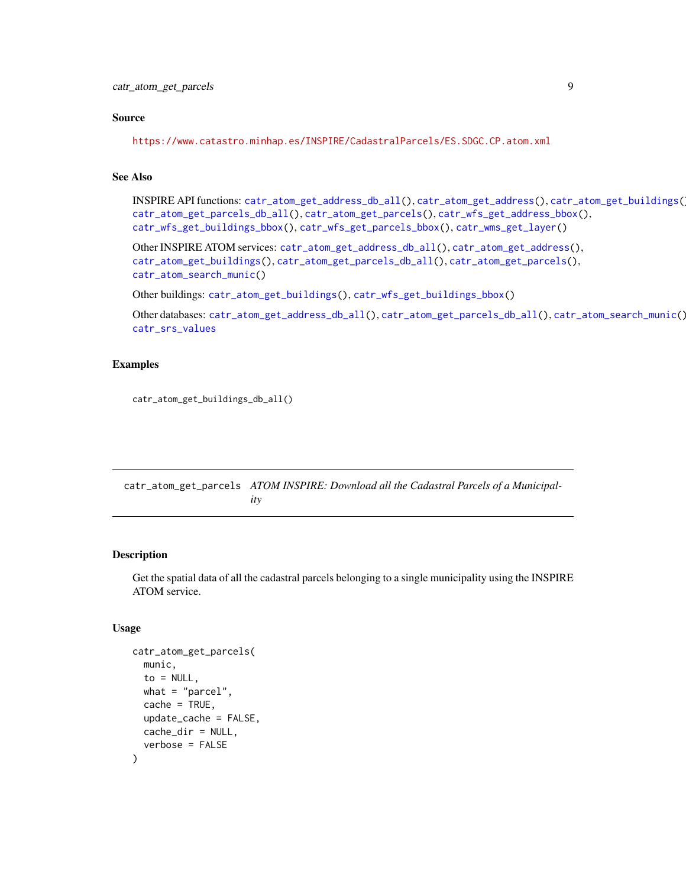## Source

https://www.catastro.minhap.es/INSPIRE/CadastralParcels/ES.SDGC.CP.atom.xml

## See Also

INSPIRE API functions: `catr_atom_get_address_db_all()`, `catr_atom_get_address()`, `catr_atom_get_buildings()`, `catr_atom_get_parcels_db_all()`, `catr_atom_get_parcels()`, `catr_wfs_get_address_bbox()`, `catr_wfs_get_buildings_bbox()`, `catr_wfs_get_parcels_bbox()`, `catr_wms_get_layer()`

Other INSPIRE ATOM services: `catr_atom_get_address_db_all()`, `catr_atom_get_address()`, `catr_atom_get_buildings()`, `catr_atom_get_parcels_db_all()`, `catr_atom_get_parcels()`, `catr_atom_search_munic()`

Other buildings: `catr_atom_get_buildings()`, `catr_wfs_get_buildings_bbox()`

Other databases: `catr_atom_get_address_db_all()`, `catr_atom_get_parcels_db_all()`, `catr_atom_search_munic()`, `catr_srs_values`

## Examples

```
catr_atom_get_buildings_db_all()
```

---

# catr_atom_get_parcels — *ATOM INSPIRE: Download all the Cadastral Parcels of a Municipality*

---

## Description

Get the spatial data of all the cadastral parcels belonging to a single municipality using the INSPIRE ATOM service.

## Usage

```
catr_atom_get_parcels(
  munic,
  to = NULL,
  what = "parcel",
  cache = TRUE,
  update_cache = FALSE,
  cache_dir = NULL,
  verbose = FALSE
)
```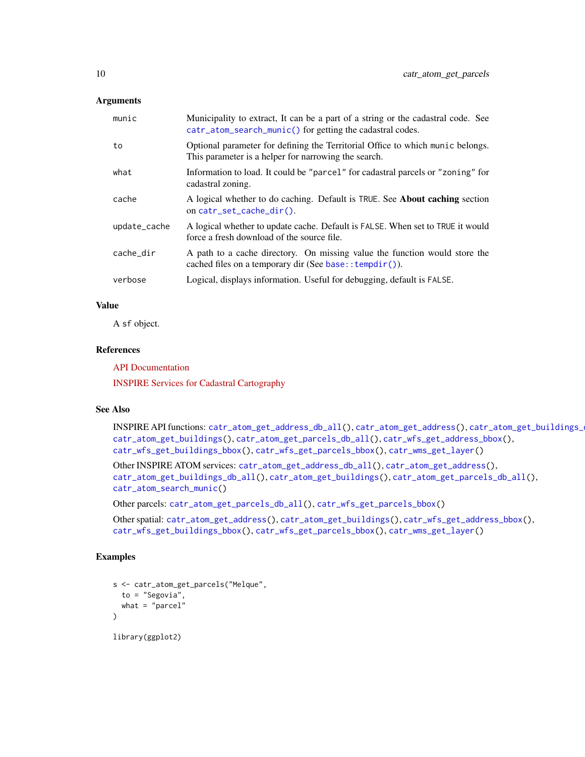## Arguments

- `munic` — Municipality to extract, It can be a part of a string or the cadastral code. See `catr_atom_search_munic()` for getting the cadastral codes.
- `to` — Optional parameter for defining the Territorial Office to which `munic` belongs. This parameter is a helper for narrowing the search.
- `what` — Information to load. It could be `"parcel"` for cadastral parcels or `"zoning"` for cadastral zoning.
- `cache` — A logical whether to do caching. Default is `TRUE`. See **About caching** section on `catr_set_cache_dir()`.
- `update_cache` — A logical whether to update cache. Default is `FALSE`. When set to `TRUE` it would force a fresh download of the source file.
- `cache_dir` — A path to a cache directory. On missing value the function would store the cached files on a temporary dir (See `base::tempdir()`).
- `verbose` — Logical, displays information. Useful for debugging, default is `FALSE`.

## Value

A `sf` object.

## References

API Documentation

INSPIRE Services for Cadastral Cartography

## See Also

INSPIRE API functions: `catr_atom_get_address_db_all()`, `catr_atom_get_address()`, `catr_atom_get_buildings_d`
`catr_atom_get_buildings()`, `catr_atom_get_parcels_db_all()`, `catr_wfs_get_address_bbox()`, `catr_wfs_get_buildings_bbox()`, `catr_wfs_get_parcels_bbox()`, `catr_wms_get_layer()`

Other INSPIRE ATOM services: `catr_atom_get_address_db_all()`, `catr_atom_get_address()`, `catr_atom_get_buildings_db_all()`, `catr_atom_get_buildings()`, `catr_atom_get_parcels_db_all()`, `catr_atom_search_munic()`

Other parcels: `catr_atom_get_parcels_db_all()`, `catr_wfs_get_parcels_bbox()`

Other spatial: `catr_atom_get_address()`, `catr_atom_get_buildings()`, `catr_wfs_get_address_bbox()`, `catr_wfs_get_buildings_bbox()`, `catr_wfs_get_parcels_bbox()`, `catr_wms_get_layer()`

## Examples

```
s <- catr_atom_get_parcels("Melque",
  to = "Segovia",
  what = "parcel"
)

library(ggplot2)
```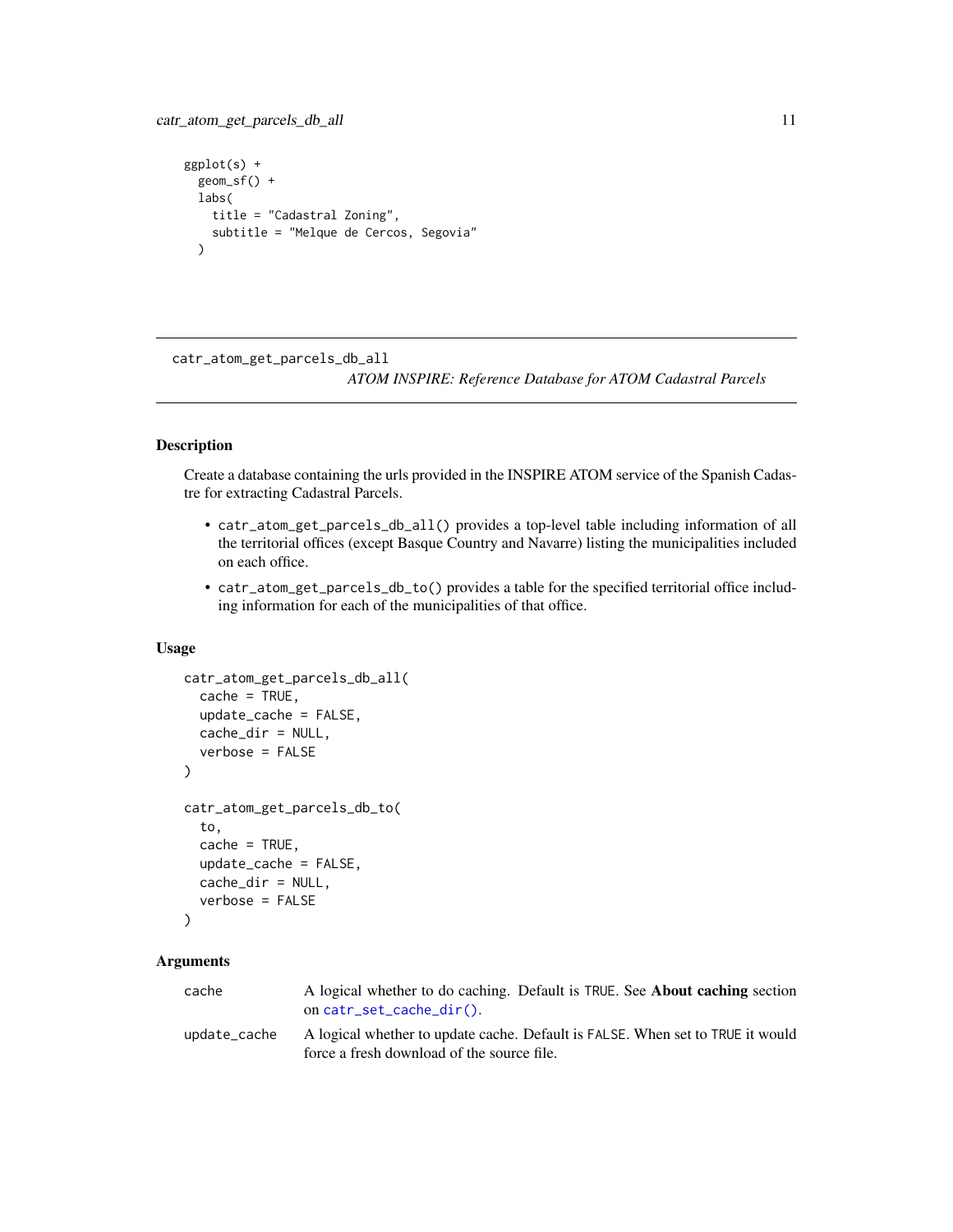```
ggplot(s) +
  geom_sf() +
  labs(
    title = "Cadastral Zoning",
    subtitle = "Melque de Cercos, Segovia"
  )
```

## catr_atom_get_parcels_db_all

*ATOM INSPIRE: Reference Database for ATOM Cadastral Parcels*

### Description

Create a database containing the urls provided in the INSPIRE ATOM service of the Spanish Cadastre for extracting Cadastral Parcels.

- `catr_atom_get_parcels_db_all()` provides a top-level table including information of all the territorial offices (except Basque Country and Navarre) listing the municipalities included on each office.
- `catr_atom_get_parcels_db_to()` provides a table for the specified territorial office including information for each of the municipalities of that office.

### Usage

```
catr_atom_get_parcels_db_all(
  cache = TRUE,
  update_cache = FALSE,
  cache_dir = NULL,
  verbose = FALSE
)

catr_atom_get_parcels_db_to(
  to,
  cache = TRUE,
  update_cache = FALSE,
  cache_dir = NULL,
  verbose = FALSE
)
```

### Arguments

| | |
|---|---|
| cache | A logical whether to do caching. Default is `TRUE`. See **About caching** section on `catr_set_cache_dir()`. |
| update_cache | A logical whether to update cache. Default is `FALSE`. When set to `TRUE` it would force a fresh download of the source file. |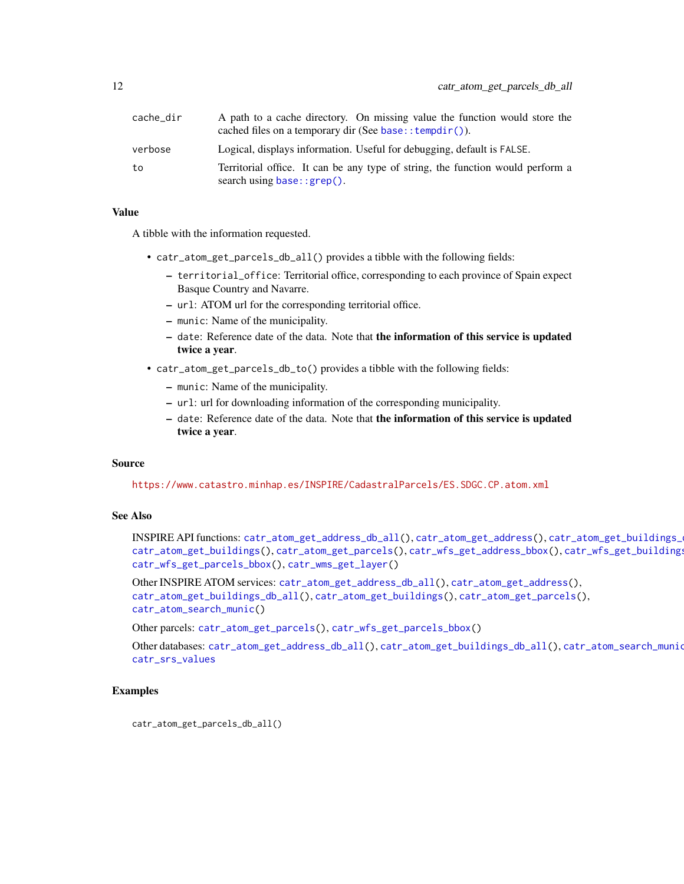| | |
|---|---|
| cache_dir | A path to a cache directory. On missing value the function would store the cached files on a temporary dir (See base::tempdir()). |
| verbose | Logical, displays information. Useful for debugging, default is FALSE. |
| to | Territorial office. It can be any type of string, the function would perform a search using base::grep(). |

## Value

A tibble with the information requested.

- catr_atom_get_parcels_db_all() provides a tibble with the following fields:
  - territorial_office: Territorial office, corresponding to each province of Spain expect Basque Country and Navarre.
  - url: ATOM url for the corresponding territorial office.
  - munic: Name of the municipality.
  - date: Reference date of the data. Note that **the information of this service is updated twice a year**.
- catr_atom_get_parcels_db_to() provides a tibble with the following fields:
  - munic: Name of the municipality.
  - url: url for downloading information of the corresponding municipality.
  - date: Reference date of the data. Note that **the information of this service is updated twice a year**.

## Source

https://www.catastro.minhap.es/INSPIRE/CadastralParcels/ES.SDGC.CP.atom.xml

## See Also

INSPIRE API functions: catr_atom_get_address_db_all(), catr_atom_get_address(), catr_atom_get_buildings_db_all(), catr_atom_get_buildings(), catr_atom_get_parcels(), catr_wfs_get_address_bbox(), catr_wfs_get_buildings_bbox(), catr_wfs_get_parcels_bbox(), catr_wms_get_layer()

Other INSPIRE ATOM services: catr_atom_get_address_db_all(), catr_atom_get_address(), catr_atom_get_buildings_db_all(), catr_atom_get_buildings(), catr_atom_get_parcels(), catr_atom_search_munic()

Other parcels: catr_atom_get_parcels(), catr_wfs_get_parcels_bbox()

Other databases: catr_atom_get_address_db_all(), catr_atom_get_buildings_db_all(), catr_atom_search_munic(), catr_srs_values

## Examples

```
catr_atom_get_parcels_db_all()
```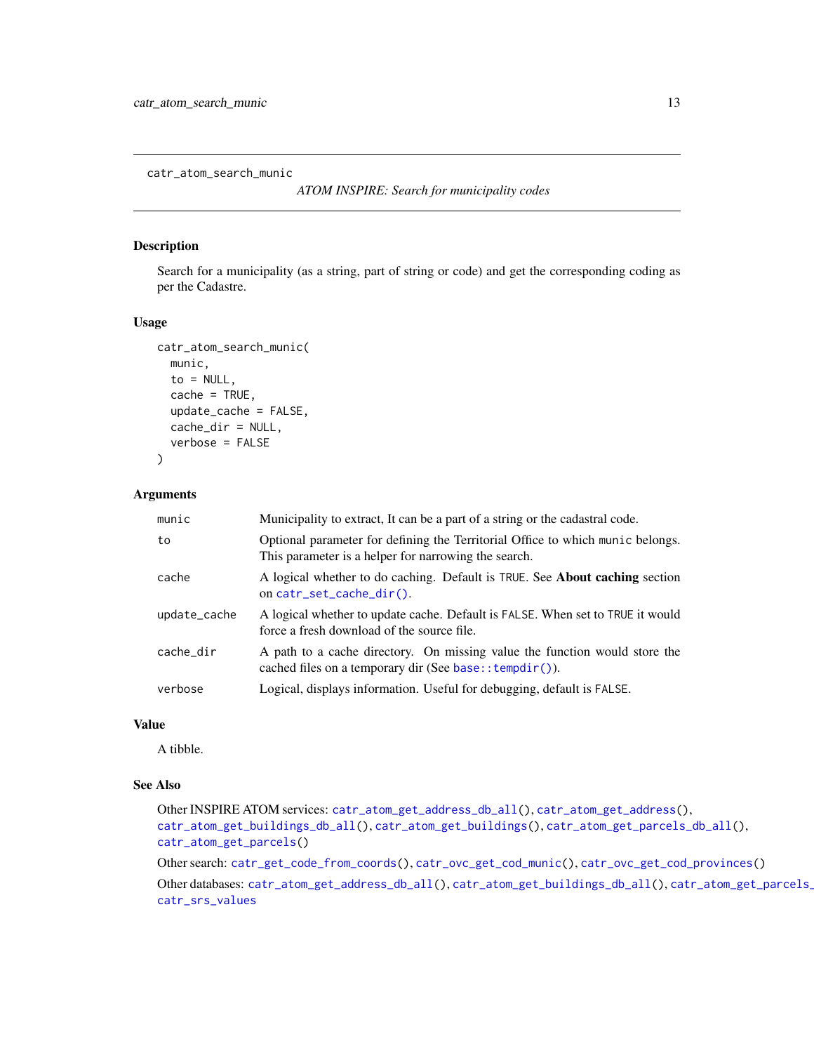catr_atom_search_munic

*ATOM INSPIRE: Search for municipality codes*

## Description

Search for a municipality (as a string, part of string or code) and get the corresponding coding as per the Cadastre.

## Usage

```
catr_atom_search_munic(
  munic,
  to = NULL,
  cache = TRUE,
  update_cache = FALSE,
  cache_dir = NULL,
  verbose = FALSE
)
```

## Arguments

| | |
|---|---|
| munic | Municipality to extract, It can be a part of a string or the cadastral code. |
| to | Optional parameter for defining the Territorial Office to which `munic` belongs. This parameter is a helper for narrowing the search. |
| cache | A logical whether to do caching. Default is `TRUE`. See **About caching** section on `catr_set_cache_dir()`. |
| update_cache | A logical whether to update cache. Default is `FALSE`. When set to `TRUE` it would force a fresh download of the source file. |
| cache_dir | A path to a cache directory. On missing value the function would store the cached files on a temporary dir (See `base::tempdir()`). |
| verbose | Logical, displays information. Useful for debugging, default is `FALSE`. |

## Value

A tibble.

## See Also

Other INSPIRE ATOM services: `catr_atom_get_address_db_all()`, `catr_atom_get_address()`, `catr_atom_get_buildings_db_all()`, `catr_atom_get_buildings()`, `catr_atom_get_parcels_db_all()`, `catr_atom_get_parcels()`

Other search: `catr_get_code_from_coords()`, `catr_ovc_get_cod_munic()`, `catr_ovc_get_cod_provinces()`

Other databases: `catr_atom_get_address_db_all()`, `catr_atom_get_buildings_db_all()`, `catr_atom_get_parcels_db_all()`, `catr_srs_values`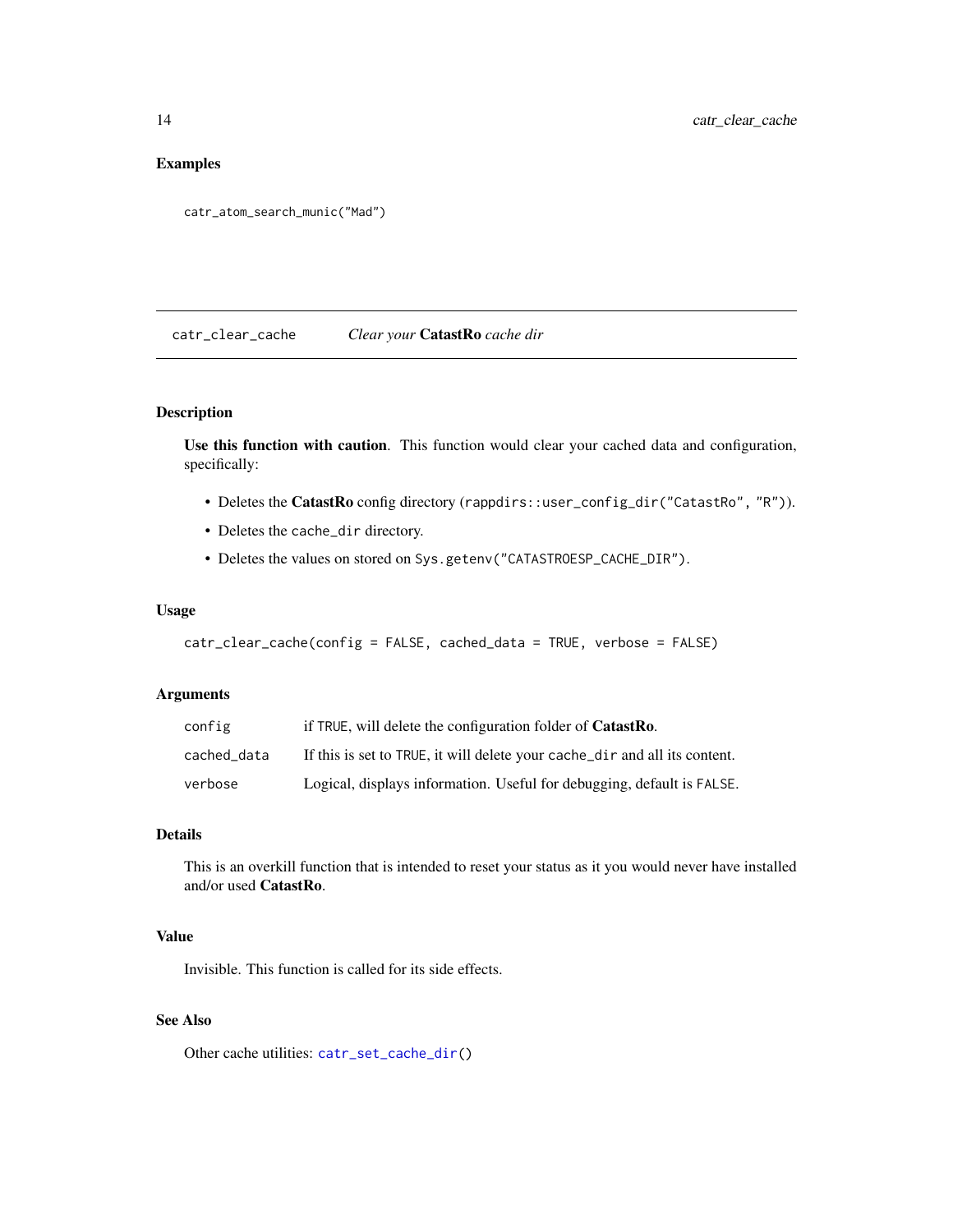## Examples

```
catr_atom_search_munic("Mad")
```

---

## catr_clear_cache — *Clear your* **CatastRo** *cache dir*

### Description

**Use this function with caution**. This function would clear your cached data and configuration, specifically:

- Deletes the **CatastRo** config directory (`rappdirs::user_config_dir("CatastRo", "R")`).
- Deletes the `cache_dir` directory.
- Deletes the values on stored on `Sys.getenv("CATASTROESP_CACHE_DIR")`.

### Usage

```
catr_clear_cache(config = FALSE, cached_data = TRUE, verbose = FALSE)
```

### Arguments

| | |
|---|---|
| `config` | if `TRUE`, will delete the configuration folder of **CatastRo**. |
| `cached_data` | If this is set to `TRUE`, it will delete your `cache_dir` and all its content. |
| `verbose` | Logical, displays information. Useful for debugging, default is `FALSE`. |

### Details

This is an overkill function that is intended to reset your status as it you would never have installed and/or used **CatastRo**.

### Value

Invisible. This function is called for its side effects.

### See Also

Other cache utilities: `catr_set_cache_dir()`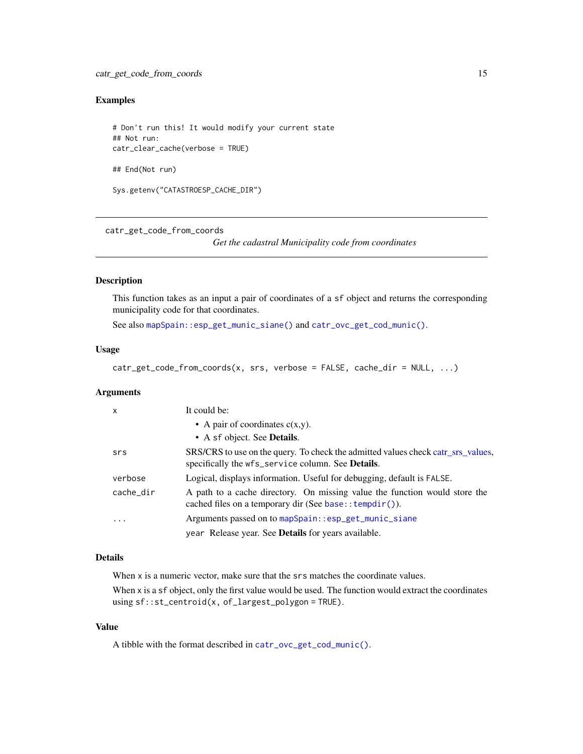### Examples

```
# Don't run this! It would modify your current state
## Not run:
catr_clear_cache(verbose = TRUE)

## End(Not run)

Sys.getenv("CATASTROESP_CACHE_DIR")
```

---

## catr_get_code_from_coords

*Get the cadastral Municipality code from coordinates*

---

### Description

This function takes as an input a pair of coordinates of a `sf` object and returns the corresponding municipality code for that coordinates.

See also `mapSpain::esp_get_munic_siane()` and `catr_ovc_get_cod_munic()`.

### Usage

```
catr_get_code_from_coords(x, srs, verbose = FALSE, cache_dir = NULL, ...)
```

### Arguments

| | |
|---|---|
| `x` | It could be:<br>• A pair of coordinates c(x,y).<br>• A `sf` object. See **Details**. |
| `srs` | SRS/CRS to use on the query. To check the admitted values check catr_srs_values, specifically the `wfs_service` column. See **Details**. |
| `verbose` | Logical, displays information. Useful for debugging, default is `FALSE`. |
| `cache_dir` | A path to a cache directory. On missing value the function would store the cached files on a temporary dir (See `base::tempdir()`). |
| `...` | Arguments passed on to `mapSpain::esp_get_munic_siane`<br>`year` Release year. See **Details** for years available. |

### Details

When `x` is a numeric vector, make sure that the `srs` matches the coordinate values.

When `x` is a `sf` object, only the first value would be used. The function would extract the coordinates using `sf::st_centroid(x, of_largest_polygon = TRUE)`.

### Value

A tibble with the format described in `catr_ovc_get_cod_munic()`.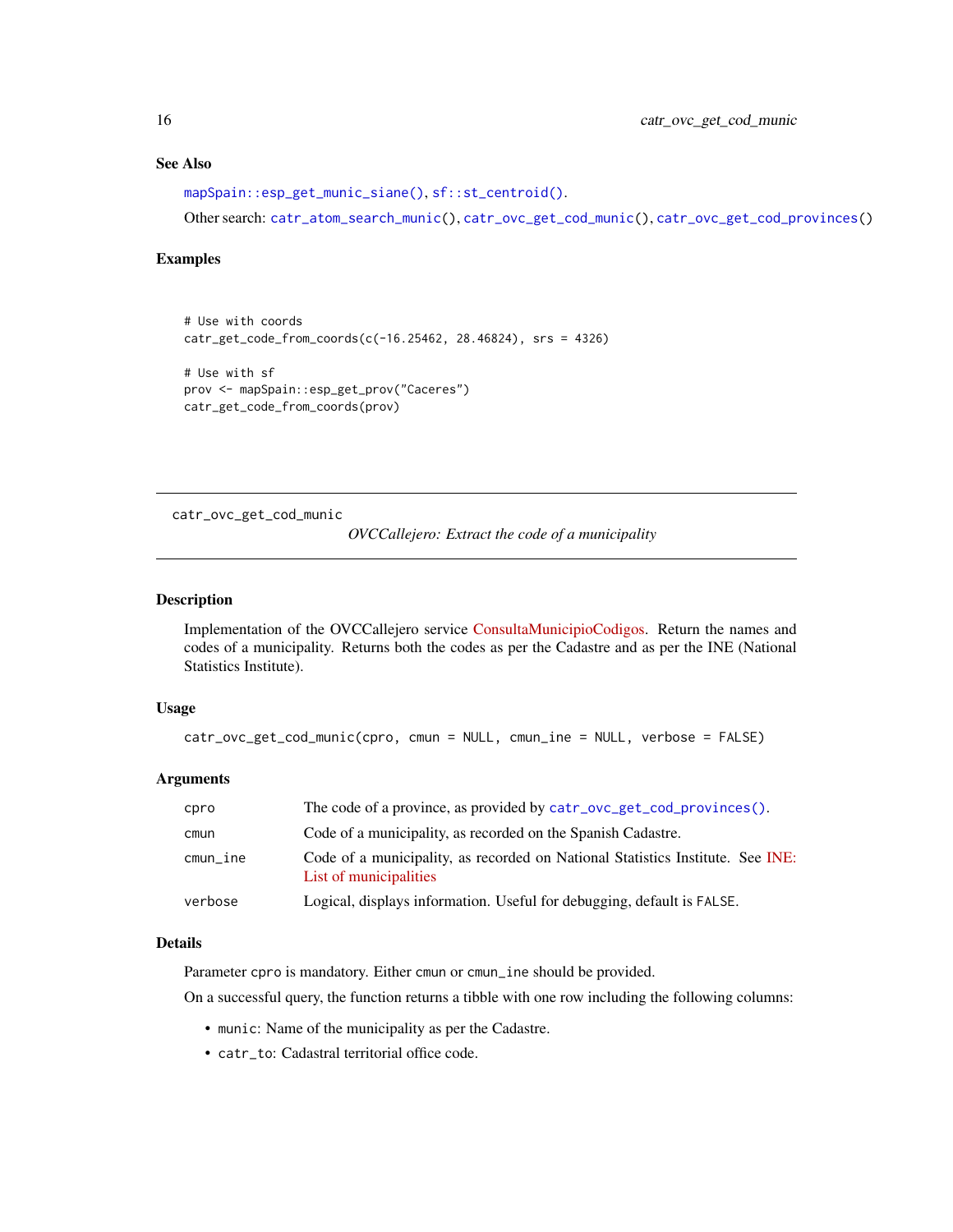## See Also

mapSpain::esp_get_munic_siane(), sf::st_centroid().

Other search: catr_atom_search_munic(), catr_ovc_get_cod_munic(), catr_ovc_get_cod_provinces()

## Examples

```
# Use with coords
catr_get_code_from_coords(c(-16.25462, 28.46824), srs = 4326)

# Use with sf
prov <- mapSpain::esp_get_prov("Caceres")
catr_get_code_from_coords(prov)
```

---

# catr_ovc_get_cod_munic

*OVCCallejero: Extract the code of a municipality*

---

## Description

Implementation of the OVCCallejero service ConsultaMunicipioCodigos. Return the names and codes of a municipality. Returns both the codes as per the Cadastre and as per the INE (National Statistics Institute).

## Usage

```
catr_ovc_get_cod_munic(cpro, cmun = NULL, cmun_ine = NULL, verbose = FALSE)
```

## Arguments

| | |
|---|---|
| cpro | The code of a province, as provided by catr_ovc_get_cod_provinces(). |
| cmun | Code of a municipality, as recorded on the Spanish Cadastre. |
| cmun_ine | Code of a municipality, as recorded on National Statistics Institute. See INE: List of municipalities |
| verbose | Logical, displays information. Useful for debugging, default is FALSE. |

## Details

Parameter cpro is mandatory. Either cmun or cmun_ine should be provided.

On a successful query, the function returns a tibble with one row including the following columns:

- munic: Name of the municipality as per the Cadastre.
- catr_to: Cadastral territorial office code.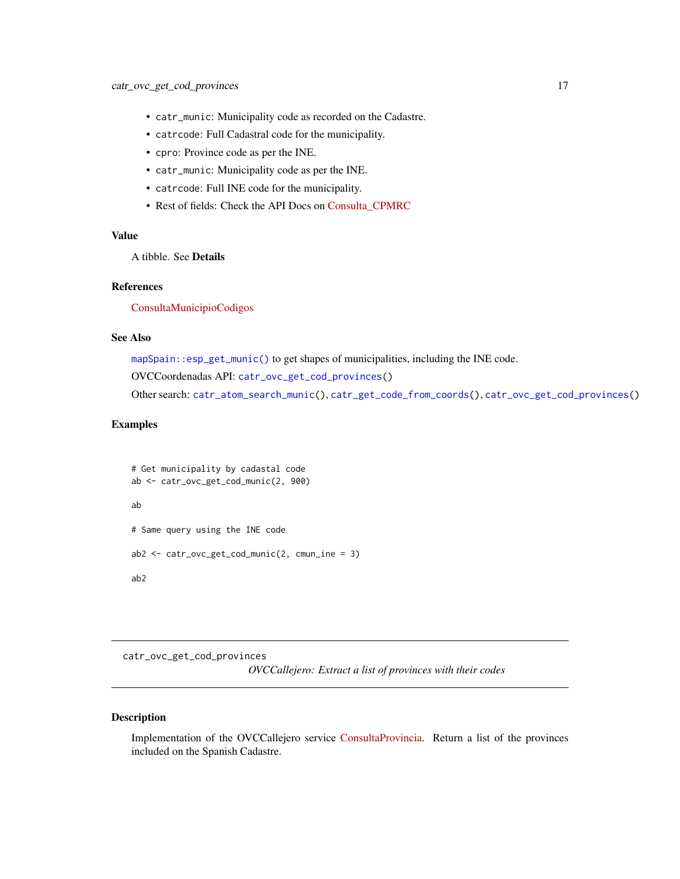- `catr_munic`: Municipality code as recorded on the Cadastre.
- `catrcode`: Full Cadastral code for the municipality.
- `cpro`: Province code as per the INE.
- `catr_munic`: Municipality code as per the INE.
- `catrcode`: Full INE code for the municipality.
- Rest of fields: Check the API Docs on Consulta_CPMRC

### Value

A tibble. See **Details**

### References

ConsultaMunicipioCodigos

### See Also

`mapSpain::esp_get_munic()` to get shapes of municipalities, including the INE code.

OVCCoordenadas API: `catr_ovc_get_cod_provinces()`

Other search: `catr_atom_search_munic()`, `catr_get_code_from_coords()`, `catr_ovc_get_cod_provinces()`

### Examples

```
# Get municipality by cadastal code
ab <- catr_ovc_get_cod_munic(2, 900)

ab

# Same query using the INE code

ab2 <- catr_ovc_get_cod_munic(2, cmun_ine = 3)

ab2
```

---

## `catr_ovc_get_cod_provinces`

*OVCCallejero: Extract a list of provinces with their codes*

---

### Description

Implementation of the OVCCallejero service ConsultaProvincia. Return a list of the provinces included on the Spanish Cadastre.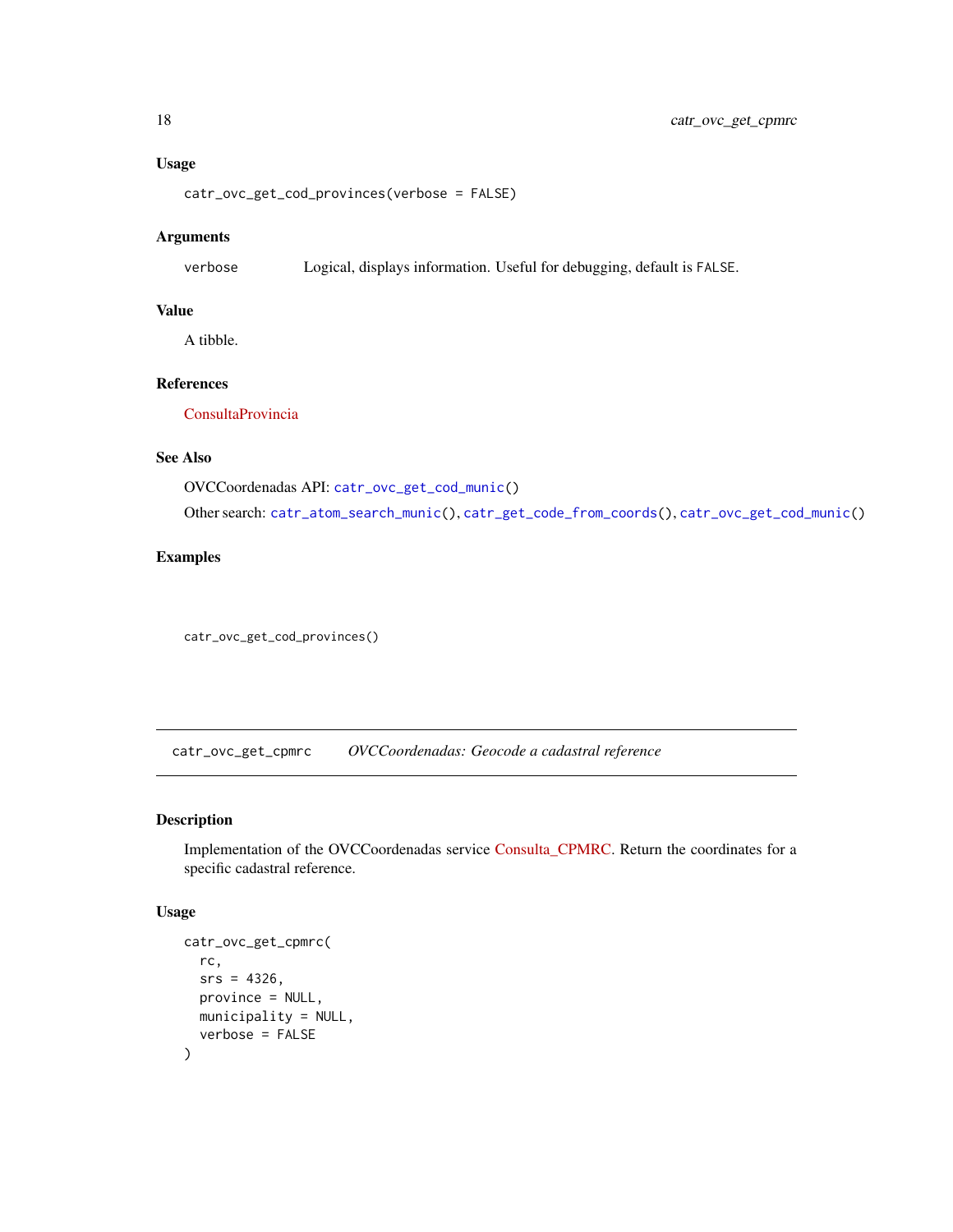### Usage

```
catr_ovc_get_cod_provinces(verbose = FALSE)
```

### Arguments

verbose  Logical, displays information. Useful for debugging, default is `FALSE`.

### Value

A tibble.

### References

ConsultaProvincia

### See Also

OVCCoordenadas API: `catr_ovc_get_cod_munic()`

Other search: `catr_atom_search_munic()`, `catr_get_code_from_coords()`, `catr_ovc_get_cod_munic()`

### Examples

```
catr_ovc_get_cod_provinces()
```

---

## catr_ovc_get_cpmrc — *OVCCoordenadas: Geocode a cadastral reference*

### Description

Implementation of the OVCCoordenadas service Consulta_CPMRC. Return the coordinates for a specific cadastral reference.

### Usage

```
catr_ovc_get_cpmrc(
  rc,
  srs = 4326,
  province = NULL,
  municipality = NULL,
  verbose = FALSE
)
```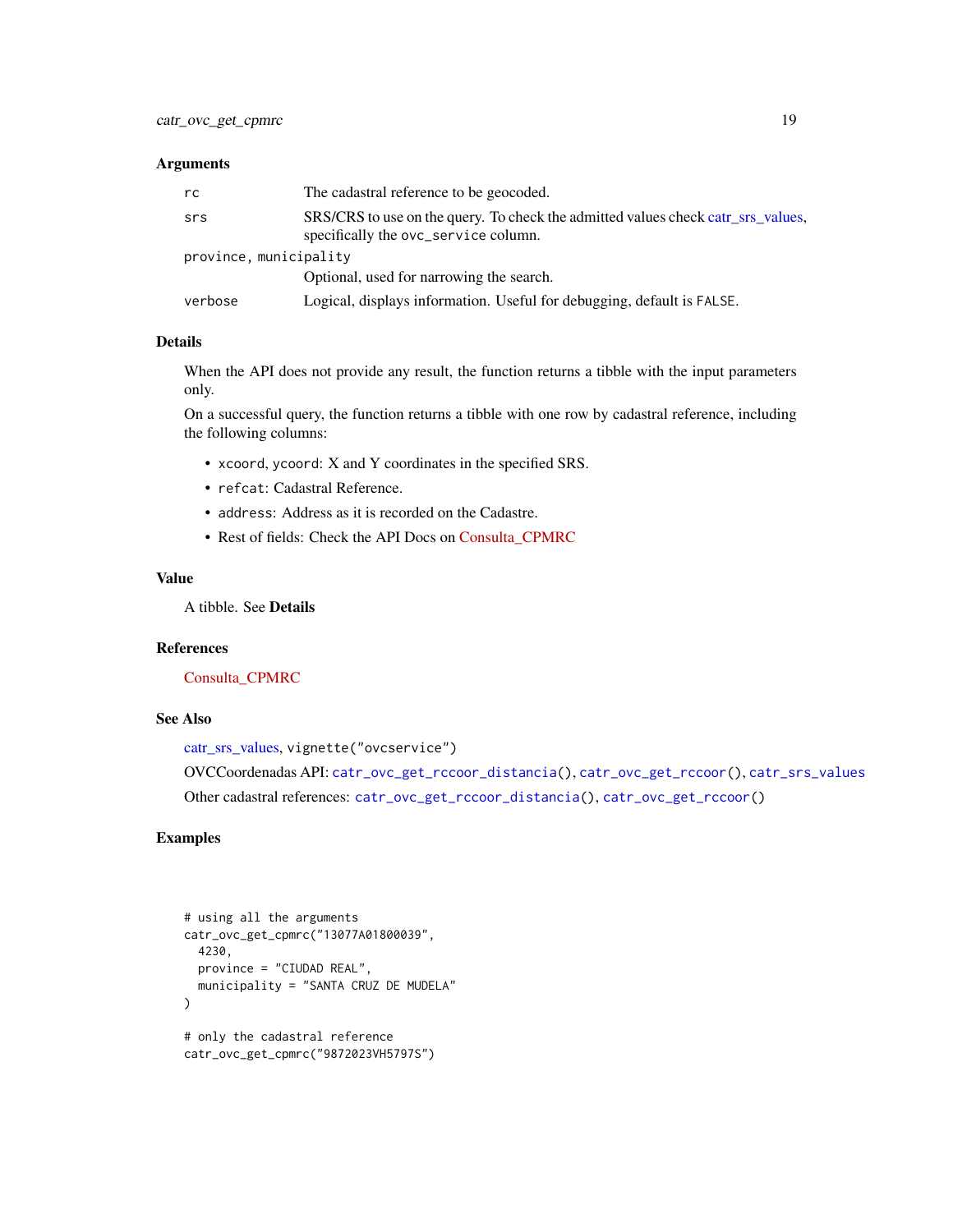## Arguments

| | |
|---|---|
| `rc` | The cadastral reference to be geocoded. |
| `srs` | SRS/CRS to use on the query. To check the admitted values check catr_srs_values, specifically the `ovc_service` column. |
| `province, municipality` | Optional, used for narrowing the search. |
| `verbose` | Logical, displays information. Useful for debugging, default is `FALSE`. |

## Details

When the API does not provide any result, the function returns a tibble with the input parameters only.

On a successful query, the function returns a tibble with one row by cadastral reference, including the following columns:

- `xcoord`, `ycoord`: X and Y coordinates in the specified SRS.
- `refcat`: Cadastral Reference.
- `address`: Address as it is recorded on the Cadastre.
- Rest of fields: Check the API Docs on Consulta_CPMRC

## Value

A tibble. See **Details**

## References

Consulta_CPMRC

## See Also

catr_srs_values, `vignette("ovcservice")`

OVCCoordenadas API: `catr_ovc_get_rccoor_distancia()`, `catr_ovc_get_rccoor()`, `catr_srs_values`

Other cadastral references: `catr_ovc_get_rccoor_distancia()`, `catr_ovc_get_rccoor()`

## Examples

```
# using all the arguments
catr_ovc_get_cpmrc("13077A01800039",
  4230,
  province = "CIUDAD REAL",
  municipality = "SANTA CRUZ DE MUDELA"
)

# only the cadastral reference
catr_ovc_get_cpmrc("9872023VH5797S")
```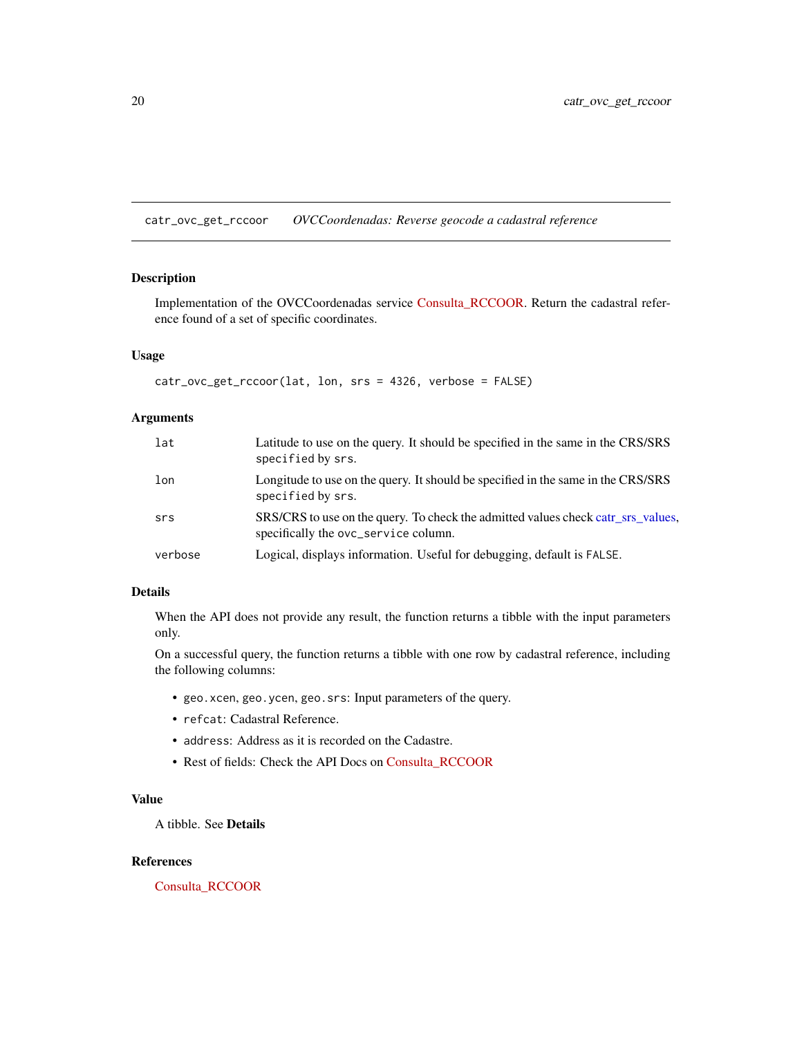# catr_ovc_get_rccoor *OVCCoordenadas: Reverse geocode a cadastral reference*

## Description

Implementation of the OVCCoordenadas service Consulta_RCCOOR. Return the cadastral reference found of a set of specific coordinates.

## Usage

```
catr_ovc_get_rccoor(lat, lon, srs = 4326, verbose = FALSE)
```

## Arguments

| | |
|---|---|
| `lat` | Latitude to use on the query. It should be specified in the same in the CRS/SRS specified by `srs`. |
| `lon` | Longitude to use on the query. It should be specified in the same in the CRS/SRS specified by `srs`. |
| `srs` | SRS/CRS to use on the query. To check the admitted values check catr_srs_values, specifically the `ovc_service` column. |
| `verbose` | Logical, displays information. Useful for debugging, default is `FALSE`. |

## Details

When the API does not provide any result, the function returns a tibble with the input parameters only.

On a successful query, the function returns a tibble with one row by cadastral reference, including the following columns:

- `geo.xcen`, `geo.ycen`, `geo.srs`: Input parameters of the query.
- `refcat`: Cadastral Reference.
- `address`: Address as it is recorded on the Cadastre.
- Rest of fields: Check the API Docs on Consulta_RCCOOR

## Value

A tibble. See **Details**

## References

Consulta_RCCOOR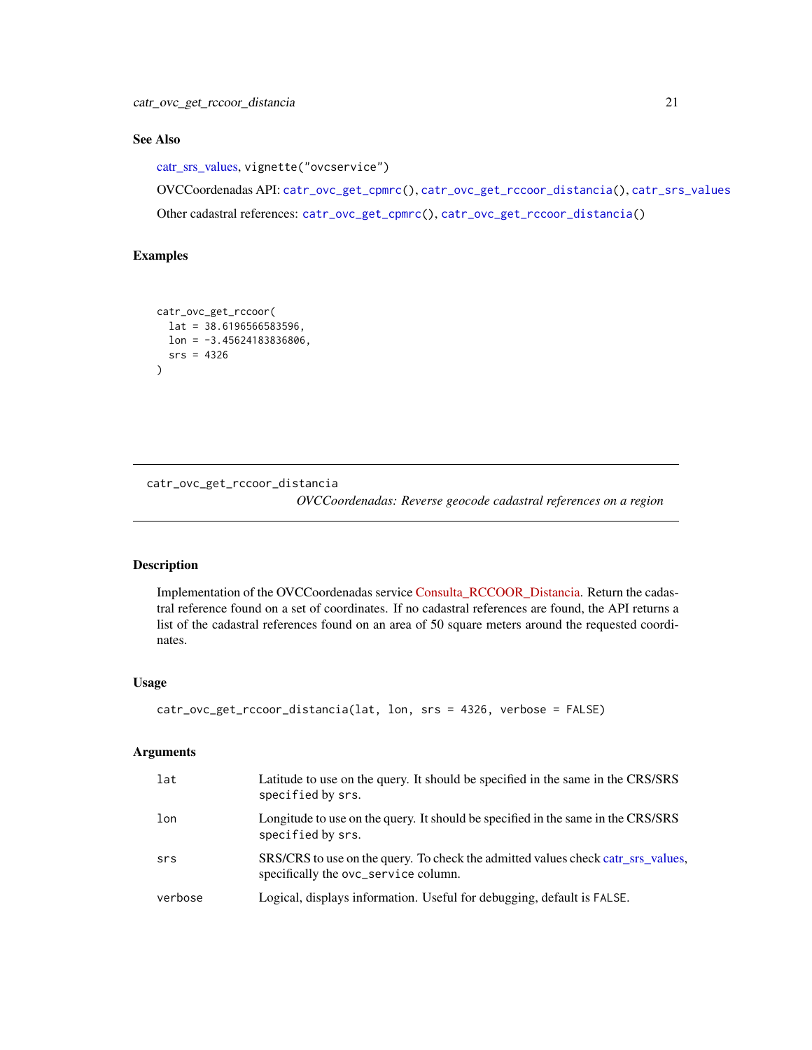### See Also

catr_srs_values, vignette("ovcservice")

OVCCoordenadas API: `catr_ovc_get_cpmrc()`, `catr_ovc_get_rccoor_distancia()`, `catr_srs_values`

Other cadastral references: `catr_ovc_get_cpmrc()`, `catr_ovc_get_rccoor_distancia()`

### Examples

```
catr_ovc_get_rccoor(
  lat = 38.6196566583596,
  lon = -3.45624183836806,
  srs = 4326
)
```

---

## catr_ovc_get_rccoor_distancia

*OVCCoordenadas: Reverse geocode cadastral references on a region*

---

### Description

Implementation of the OVCCoordenadas service Consulta_RCCOOR_Distancia. Return the cadastral reference found on a set of coordinates. If no cadastral references are found, the API returns a list of the cadastral references found on an area of 50 square meters around the requested coordinates.

### Usage

```
catr_ovc_get_rccoor_distancia(lat, lon, srs = 4326, verbose = FALSE)
```

### Arguments

| | |
|---|---|
| `lat` | Latitude to use on the query. It should be specified in the same in the CRS/SRS specified by `srs`. |
| `lon` | Longitude to use on the query. It should be specified in the same in the CRS/SRS specified by `srs`. |
| `srs` | SRS/CRS to use on the query. To check the admitted values check catr_srs_values, specifically the `ovc_service` column. |
| `verbose` | Logical, displays information. Useful for debugging, default is `FALSE`. |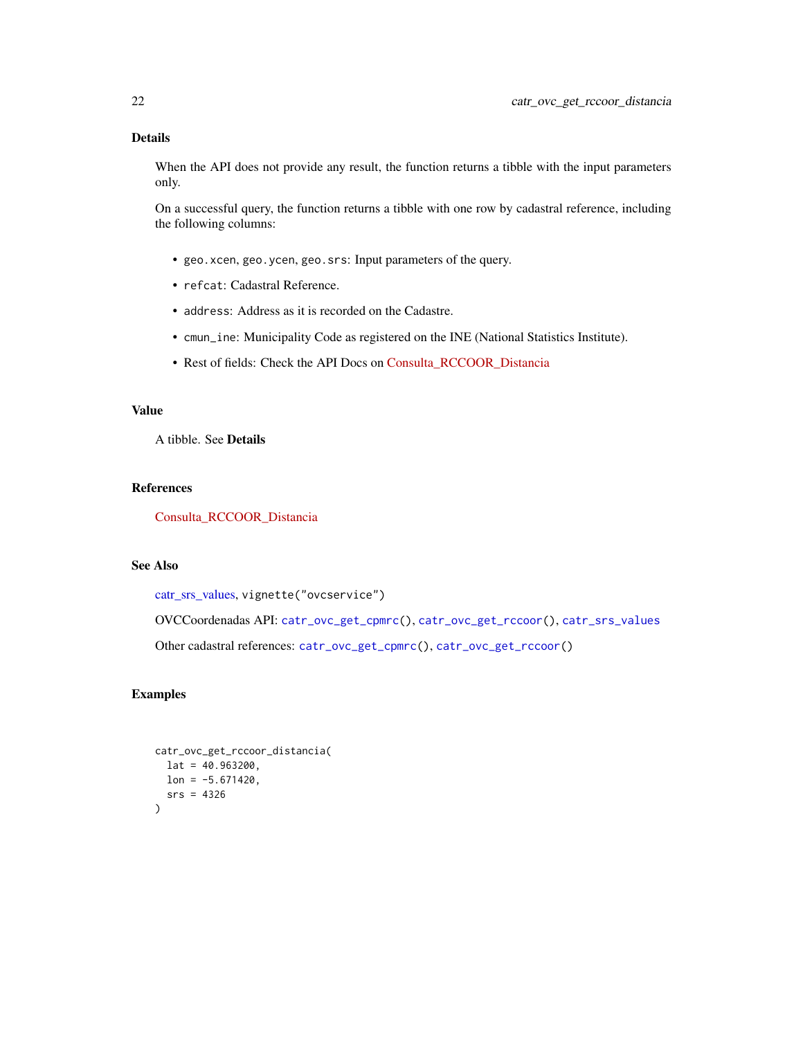## Details

When the API does not provide any result, the function returns a tibble with the input parameters only.

On a successful query, the function returns a tibble with one row by cadastral reference, including the following columns:

- `geo.xcen`, `geo.ycen`, `geo.srs`: Input parameters of the query.
- `refcat`: Cadastral Reference.
- `address`: Address as it is recorded on the Cadastre.
- `cmun_ine`: Municipality Code as registered on the INE (National Statistics Institute).
- Rest of fields: Check the API Docs on Consulta_RCCOOR_Distancia

## Value

A tibble. See **Details**

## References

Consulta_RCCOOR_Distancia

## See Also

catr_srs_values, `vignette("ovcservice")`

OVCCoordenadas API: `catr_ovc_get_cpmrc()`, `catr_ovc_get_rccoor()`, `catr_srs_values`

Other cadastral references: `catr_ovc_get_cpmrc()`, `catr_ovc_get_rccoor()`

## Examples

```
catr_ovc_get_rccoor_distancia(
  lat = 40.963200,
  lon = -5.671420,
  srs = 4326
)
```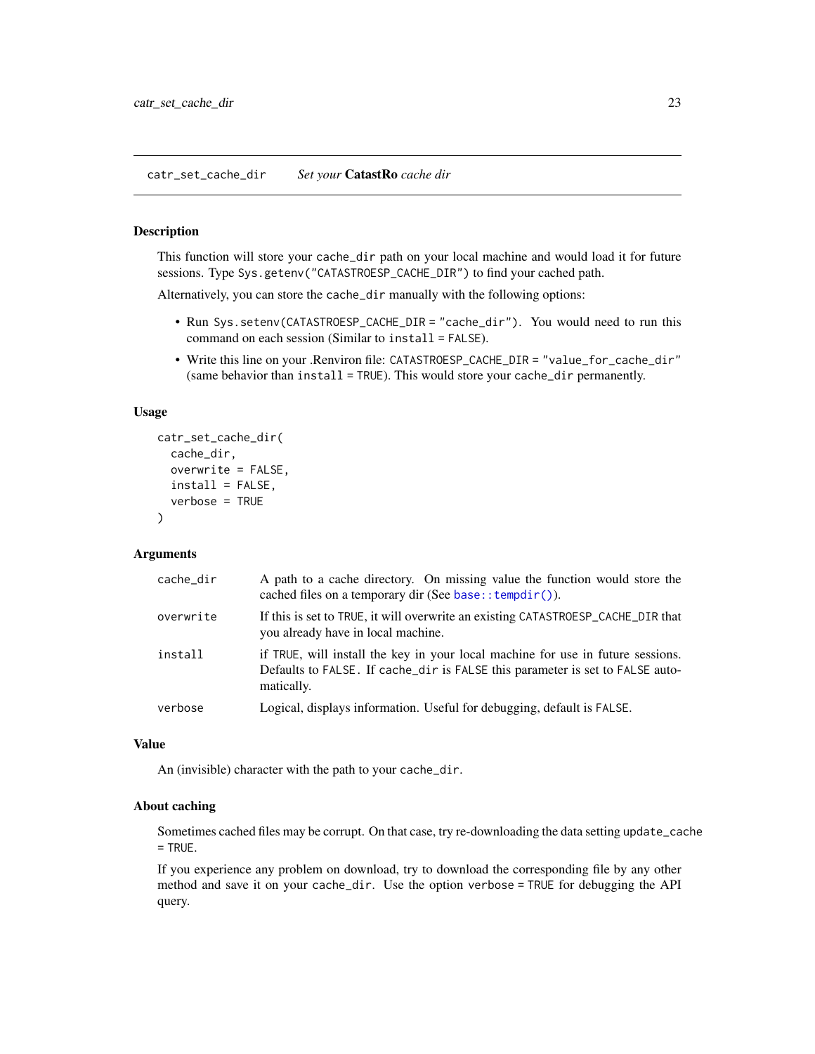## catr_set_cache_dir — *Set your* **CatastRo** *cache dir*

### Description

This function will store your `cache_dir` path on your local machine and would load it for future sessions. Type `Sys.getenv("CATASTROESP_CACHE_DIR")` to find your cached path.

Alternatively, you can store the `cache_dir` manually with the following options:

- Run `Sys.setenv(CATASTROESP_CACHE_DIR = "cache_dir")`. You would need to run this command on each session (Similar to `install = FALSE`).
- Write this line on your .Renviron file: `CATASTROESP_CACHE_DIR = "value_for_cache_dir"` (same behavior than `install = TRUE`). This would store your `cache_dir` permanently.

### Usage

```
catr_set_cache_dir(
  cache_dir,
  overwrite = FALSE,
  install = FALSE,
  verbose = TRUE
)
```

### Arguments

| | |
|---|---|
| `cache_dir` | A path to a cache directory. On missing value the function would store the cached files on a temporary dir (See `base::tempdir()`). |
| `overwrite` | If this is set to `TRUE`, it will overwrite an existing `CATASTROESP_CACHE_DIR` that you already have in local machine. |
| `install` | if `TRUE`, will install the key in your local machine for use in future sessions. Defaults to `FALSE`. If `cache_dir` is `FALSE` this parameter is set to `FALSE` automatically. |
| `verbose` | Logical, displays information. Useful for debugging, default is `FALSE`. |

### Value

An (invisible) character with the path to your `cache_dir`.

### About caching

Sometimes cached files may be corrupt. On that case, try re-downloading the data setting `update_cache = TRUE`.

If you experience any problem on download, try to download the corresponding file by any other method and save it on your `cache_dir`. Use the option `verbose = TRUE` for debugging the API query.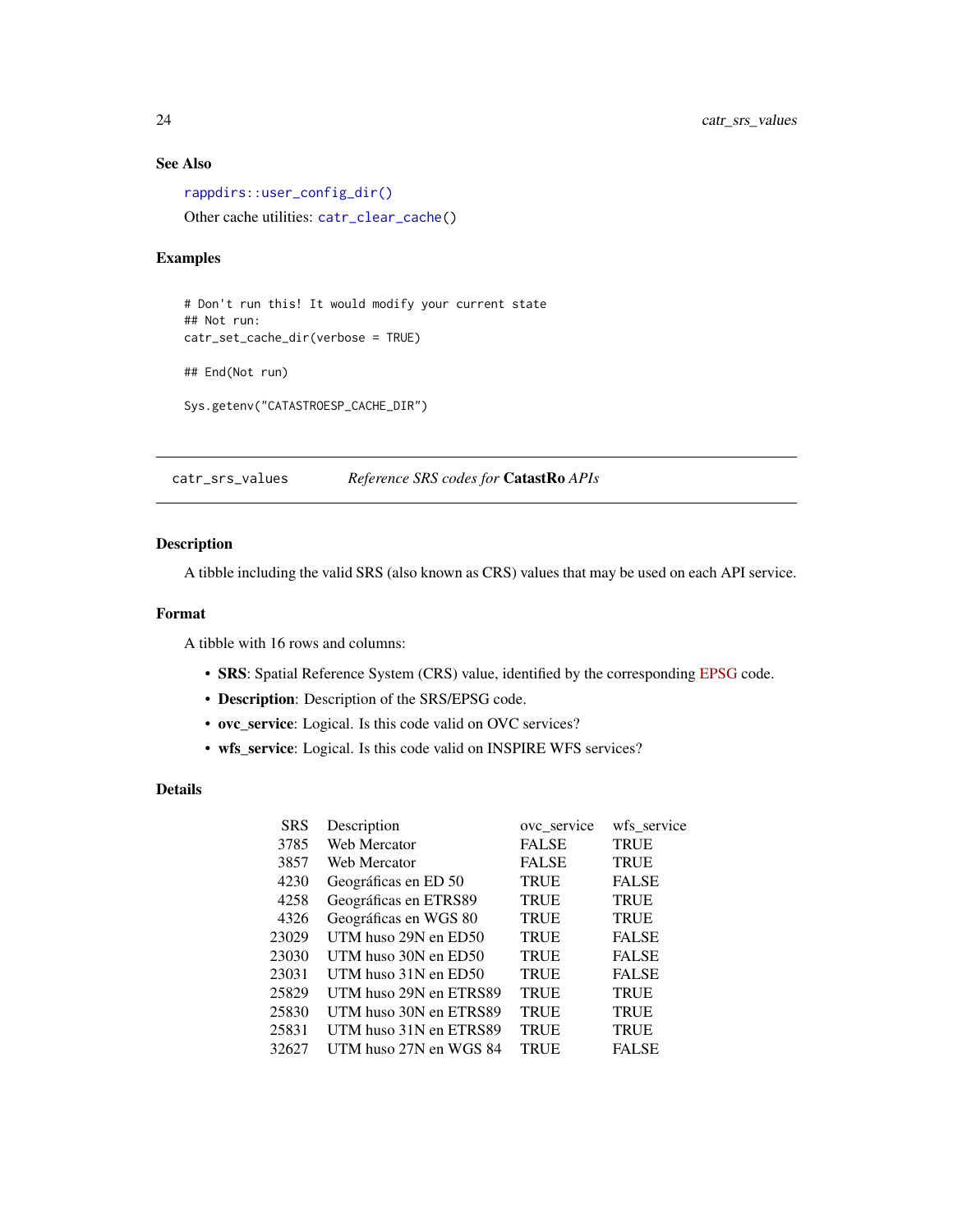### See Also

rappdirs::user_config_dir()

Other cache utilities: catr_clear_cache()

### Examples

```
# Don't run this! It would modify your current state
## Not run:
catr_set_cache_dir(verbose = TRUE)

## End(Not run)

Sys.getenv("CATASTROESP_CACHE_DIR")
```

---

## catr_srs_values — *Reference SRS codes for* **CatastRo** *APIs*

### Description

A tibble including the valid SRS (also known as CRS) values that may be used on each API service.

### Format

A tibble with 16 rows and columns:

- **SRS**: Spatial Reference System (CRS) value, identified by the corresponding EPSG code.
- **Description**: Description of the SRS/EPSG code.
- **ovc_service**: Logical. Is this code valid on OVC services?
- **wfs_service**: Logical. Is this code valid on INSPIRE WFS services?

### Details

| SRS | Description | ovc_service | wfs_service |
|---|---|---|---|
| 3785 | Web Mercator | FALSE | TRUE |
| 3857 | Web Mercator | FALSE | TRUE |
| 4230 | Geográficas en ED 50 | TRUE | FALSE |
| 4258 | Geográficas en ETRS89 | TRUE | TRUE |
| 4326 | Geográficas en WGS 80 | TRUE | TRUE |
| 23029 | UTM huso 29N en ED50 | TRUE | FALSE |
| 23030 | UTM huso 30N en ED50 | TRUE | FALSE |
| 23031 | UTM huso 31N en ED50 | TRUE | FALSE |
| 25829 | UTM huso 29N en ETRS89 | TRUE | TRUE |
| 25830 | UTM huso 30N en ETRS89 | TRUE | TRUE |
| 25831 | UTM huso 31N en ETRS89 | TRUE | TRUE |
| 32627 | UTM huso 27N en WGS 84 | TRUE | FALSE |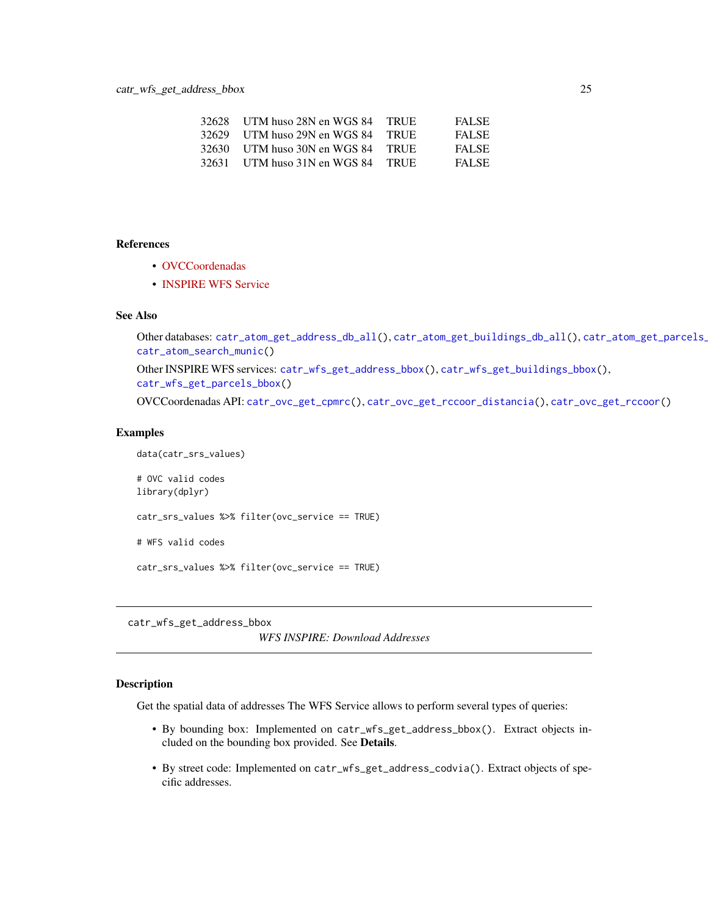| | | | |
|---|---|---|---|
| 32628 | UTM huso 28N en WGS 84 | TRUE | FALSE |
| 32629 | UTM huso 29N en WGS 84 | TRUE | FALSE |
| 32630 | UTM huso 30N en WGS 84 | TRUE | FALSE |
| 32631 | UTM huso 31N en WGS 84 | TRUE | FALSE |

### References

- OVCCoordenadas
- INSPIRE WFS Service

### See Also

Other databases: `catr_atom_get_address_db_all()`, `catr_atom_get_buildings_db_all()`, `catr_atom_get_parcels_db_all()`, `catr_atom_search_munic()`

Other INSPIRE WFS services: `catr_wfs_get_address_bbox()`, `catr_wfs_get_buildings_bbox()`, `catr_wfs_get_parcels_bbox()`

OVCCoordenadas API: `catr_ovc_get_cpmrc()`, `catr_ovc_get_rccoor_distancia()`, `catr_ovc_get_rccoor()`

### Examples

```
data(catr_srs_values)

# OVC valid codes
library(dplyr)

catr_srs_values %>% filter(ovc_service == TRUE)

# WFS valid codes

catr_srs_values %>% filter(ovc_service == TRUE)
```

---

## catr_wfs_get_address_bbox

*WFS INSPIRE: Download Addresses*

---

### Description

Get the spatial data of addresses The WFS Service allows to perform several types of queries:

- By bounding box: Implemented on `catr_wfs_get_address_bbox()`. Extract objects included on the bounding box provided. See **Details**.
- By street code: Implemented on `catr_wfs_get_address_codvia()`. Extract objects of specific addresses.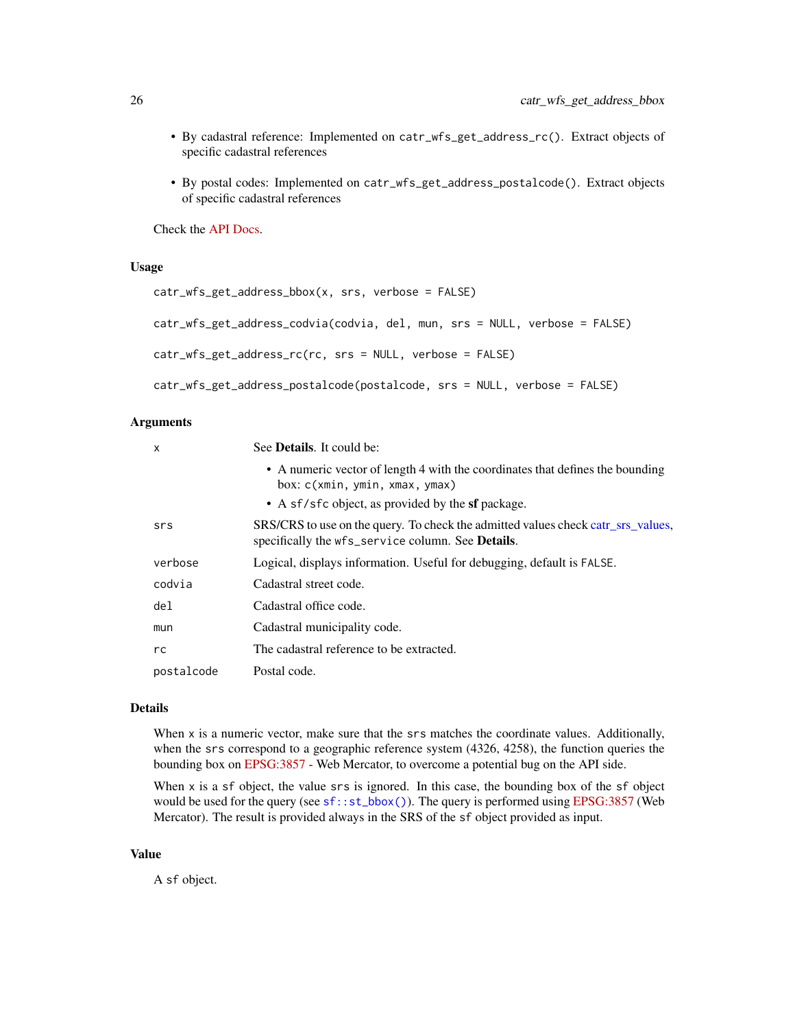- By cadastral reference: Implemented on `catr_wfs_get_address_rc()`. Extract objects of specific cadastral references
- By postal codes: Implemented on `catr_wfs_get_address_postalcode()`. Extract objects of specific cadastral references

Check the API Docs.

### Usage

```
catr_wfs_get_address_bbox(x, srs, verbose = FALSE)

catr_wfs_get_address_codvia(codvia, del, mun, srs = NULL, verbose = FALSE)

catr_wfs_get_address_rc(rc, srs = NULL, verbose = FALSE)

catr_wfs_get_address_postalcode(postalcode, srs = NULL, verbose = FALSE)
```

### Arguments

| | |
|---|---|
| `x` | See **Details**. It could be:<br>• A numeric vector of length 4 with the coordinates that defines the bounding box: `c(xmin, ymin, xmax, ymax)`<br>• A `sf/sfc` object, as provided by the **sf** package. |
| `srs` | SRS/CRS to use on the query. To check the admitted values check catr_srs_values, specifically the `wfs_service` column. See **Details**. |
| `verbose` | Logical, displays information. Useful for debugging, default is `FALSE`. |
| `codvia` | Cadastral street code. |
| `del` | Cadastral office code. |
| `mun` | Cadastral municipality code. |
| `rc` | The cadastral reference to be extracted. |
| `postalcode` | Postal code. |

### Details

When `x` is a numeric vector, make sure that the `srs` matches the coordinate values. Additionally, when the `srs` correspond to a geographic reference system (4326, 4258), the function queries the bounding box on EPSG:3857 - Web Mercator, to overcome a potential bug on the API side.

When `x` is a `sf` object, the value `srs` is ignored. In this case, the bounding box of the `sf` object would be used for the query (see `sf::st_bbox()`). The query is performed using EPSG:3857 (Web Mercator). The result is provided always in the SRS of the `sf` object provided as input.

### Value

A `sf` object.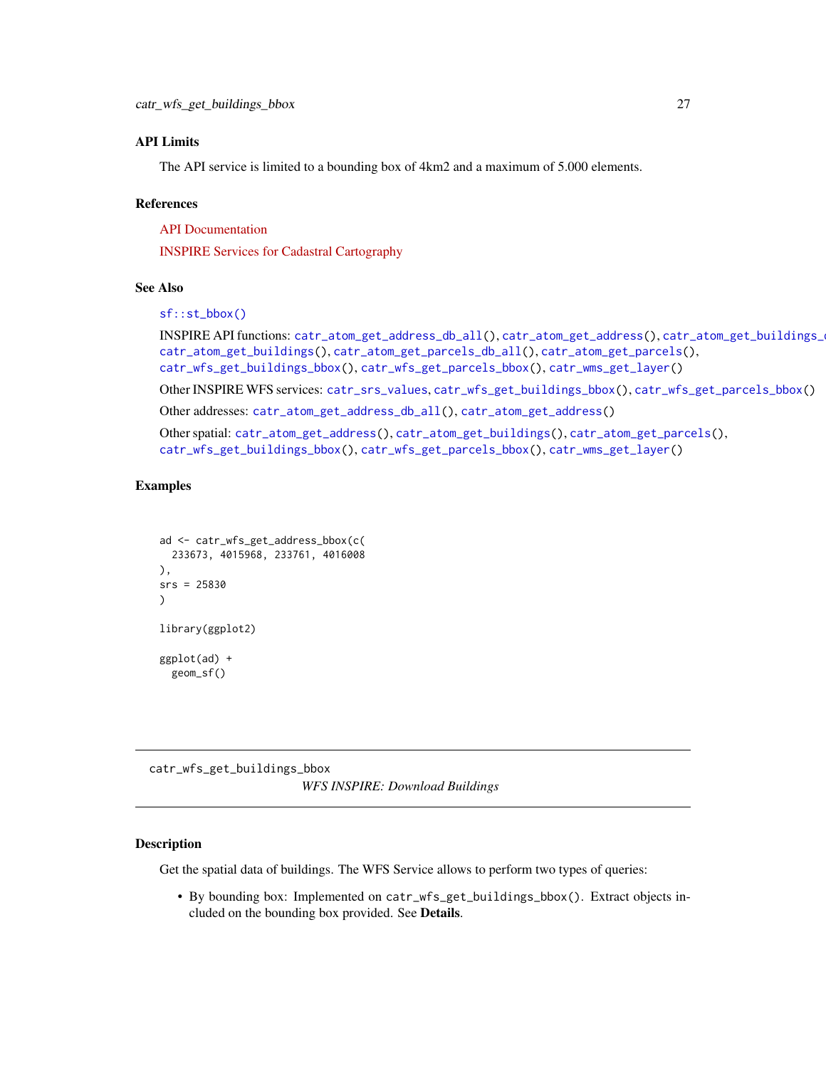### API Limits

The API service is limited to a bounding box of 4km2 and a maximum of 5.000 elements.

### References

API Documentation

INSPIRE Services for Cadastral Cartography

### See Also

`sf::st_bbox()`

INSPIRE API functions: `catr_atom_get_address_db_all()`, `catr_atom_get_address()`, `catr_atom_get_buildings_d`
`catr_atom_get_buildings()`, `catr_atom_get_parcels_db_all()`, `catr_atom_get_parcels()`,
`catr_wfs_get_buildings_bbox()`, `catr_wfs_get_parcels_bbox()`, `catr_wms_get_layer()`

Other INSPIRE WFS services: `catr_srs_values`, `catr_wfs_get_buildings_bbox()`, `catr_wfs_get_parcels_bbox()`

Other addresses: `catr_atom_get_address_db_all()`, `catr_atom_get_address()`

Other spatial: `catr_atom_get_address()`, `catr_atom_get_buildings()`, `catr_atom_get_parcels()`,
`catr_wfs_get_buildings_bbox()`, `catr_wfs_get_parcels_bbox()`, `catr_wms_get_layer()`

### Examples

```
ad <- catr_wfs_get_address_bbox(c(
  233673, 4015968, 233761, 4016008
),
srs = 25830
)

library(ggplot2)

ggplot(ad) +
  geom_sf()
```

---

## catr_wfs_get_buildings_bbox

*WFS INSPIRE: Download Buildings*

---

### Description

Get the spatial data of buildings. The WFS Service allows to perform two types of queries:

- By bounding box: Implemented on `catr_wfs_get_buildings_bbox()`. Extract objects included on the bounding box provided. See **Details**.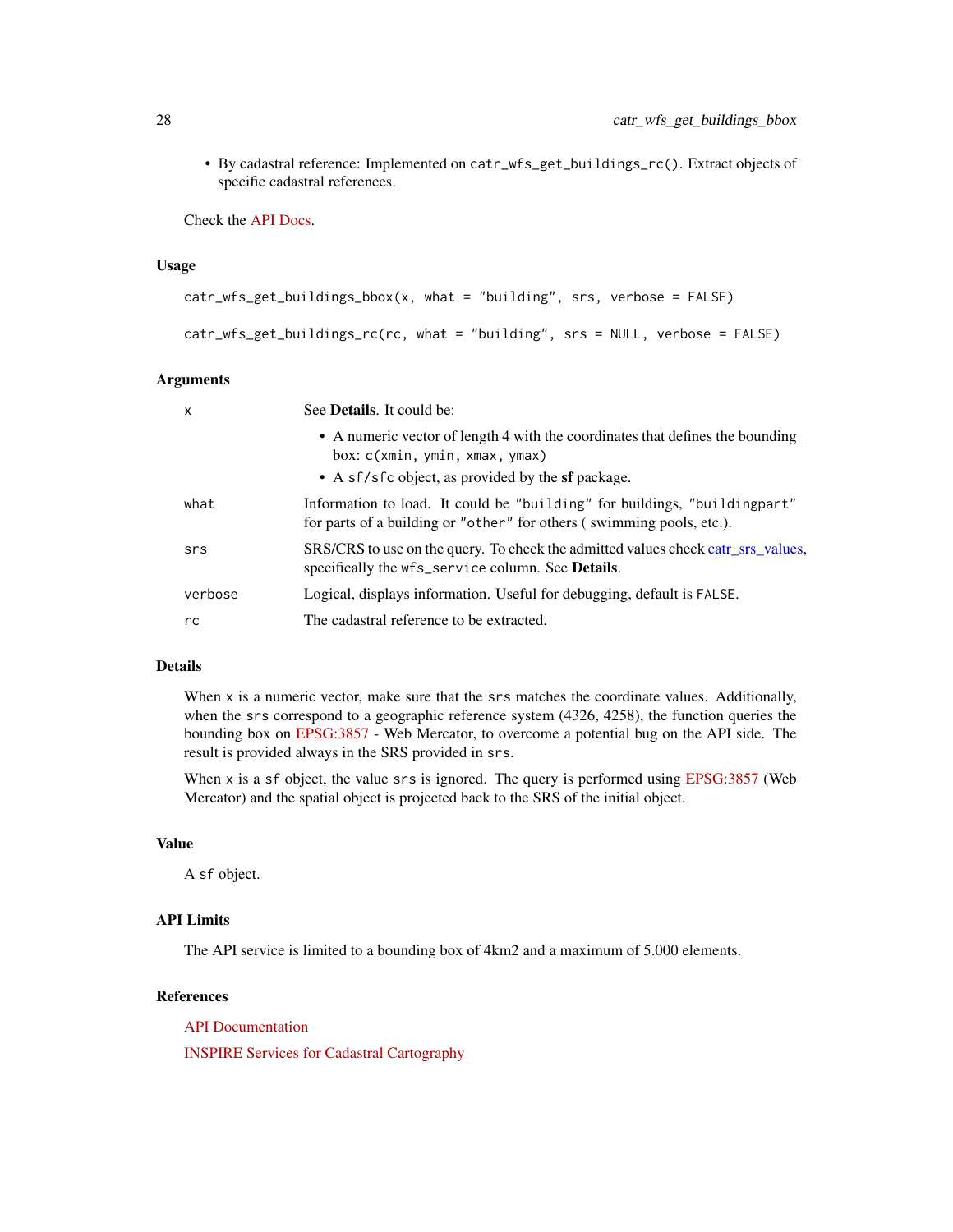- By cadastral reference: Implemented on `catr_wfs_get_buildings_rc()`. Extract objects of specific cadastral references.

Check the API Docs.

### Usage

```
catr_wfs_get_buildings_bbox(x, what = "building", srs, verbose = FALSE)

catr_wfs_get_buildings_rc(rc, what = "building", srs = NULL, verbose = FALSE)
```

### Arguments

| | |
|---|---|
| `x` | See **Details**. It could be:<br>• A numeric vector of length 4 with the coordinates that defines the bounding box: `c(xmin, ymin, xmax, ymax)`<br>• A `sf/sfc` object, as provided by the **sf** package. |
| `what` | Information to load. It could be `"building"` for buildings, `"buildingpart"` for parts of a building or `"other"` for others ( swimming pools, etc.). |
| `srs` | SRS/CRS to use on the query. To check the admitted values check catr_srs_values, specifically the `wfs_service` column. See **Details**. |
| `verbose` | Logical, displays information. Useful for debugging, default is `FALSE`. |
| `rc` | The cadastral reference to be extracted. |

### Details

When `x` is a numeric vector, make sure that the `srs` matches the coordinate values. Additionally, when the `srs` correspond to a geographic reference system (4326, 4258), the function queries the bounding box on EPSG:3857 - Web Mercator, to overcome a potential bug on the API side. The result is provided always in the SRS provided in `srs`.

When `x` is a `sf` object, the value `srs` is ignored. The query is performed using EPSG:3857 (Web Mercator) and the spatial object is projected back to the SRS of the initial object.

### Value

A `sf` object.

### API Limits

The API service is limited to a bounding box of 4km2 and a maximum of 5.000 elements.

### References

API Documentation

INSPIRE Services for Cadastral Cartography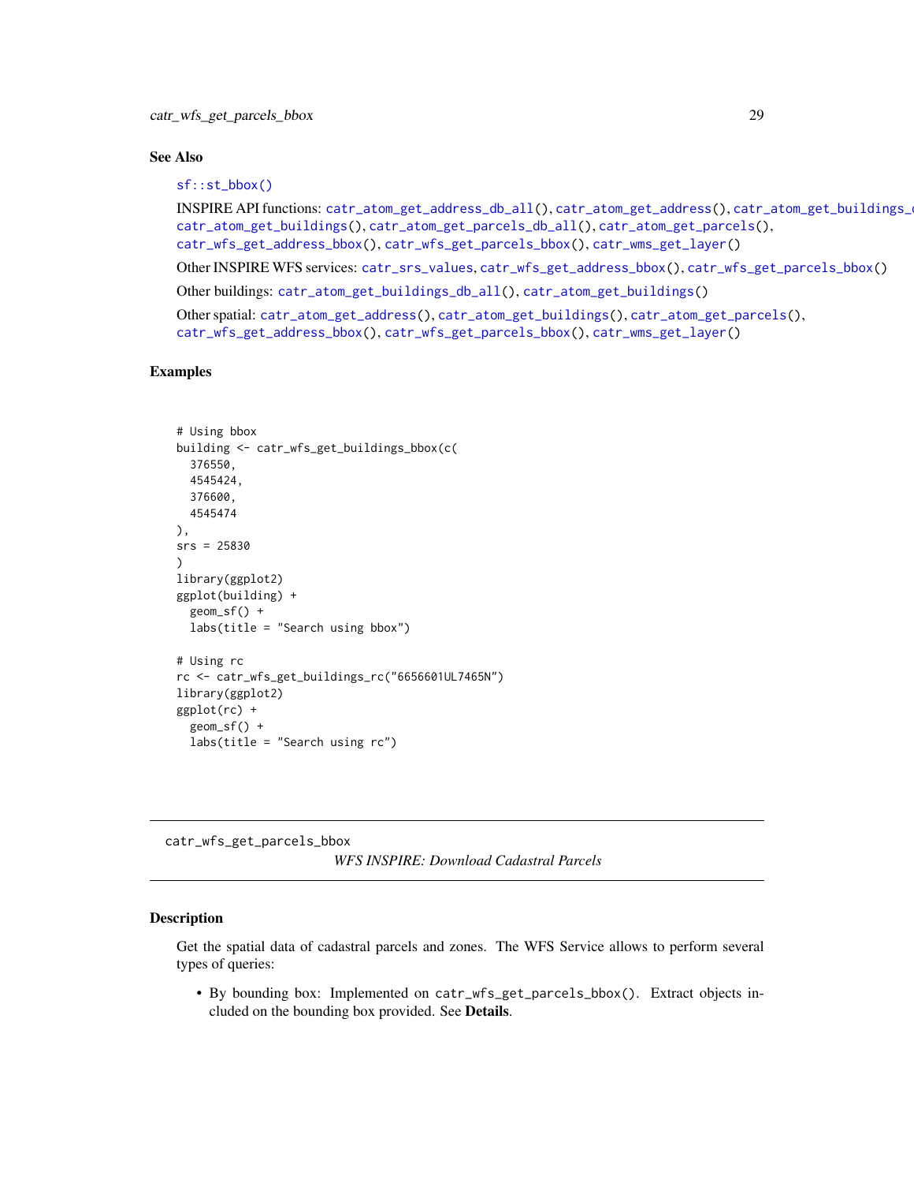## See Also

sf::st_bbox()

INSPIRE API functions: catr_atom_get_address_db_all(), catr_atom_get_address(), catr_atom_get_buildings_db_all(), catr_atom_get_buildings(), catr_atom_get_parcels_db_all(), catr_atom_get_parcels(), catr_wfs_get_address_bbox(), catr_wfs_get_parcels_bbox(), catr_wms_get_layer()

Other INSPIRE WFS services: catr_srs_values, catr_wfs_get_address_bbox(), catr_wfs_get_parcels_bbox()

Other buildings: catr_atom_get_buildings_db_all(), catr_atom_get_buildings()

Other spatial: catr_atom_get_address(), catr_atom_get_buildings(), catr_atom_get_parcels(), catr_wfs_get_address_bbox(), catr_wfs_get_parcels_bbox(), catr_wms_get_layer()

## Examples

```
# Using bbox
building <- catr_wfs_get_buildings_bbox(c(
  376550,
  4545424,
  376600,
  4545474
),
srs = 25830
)
library(ggplot2)
ggplot(building) +
  geom_sf() +
  labs(title = "Search using bbox")

# Using rc
rc <- catr_wfs_get_buildings_rc("6656601UL7465N")
library(ggplot2)
ggplot(rc) +
  geom_sf() +
  labs(title = "Search using rc")
```

---

# catr_wfs_get_parcels_bbox

*WFS INSPIRE: Download Cadastral Parcels*

## Description

Get the spatial data of cadastral parcels and zones. The WFS Service allows to perform several types of queries:

- By bounding box: Implemented on catr_wfs_get_parcels_bbox(). Extract objects included on the bounding box provided. See **Details**.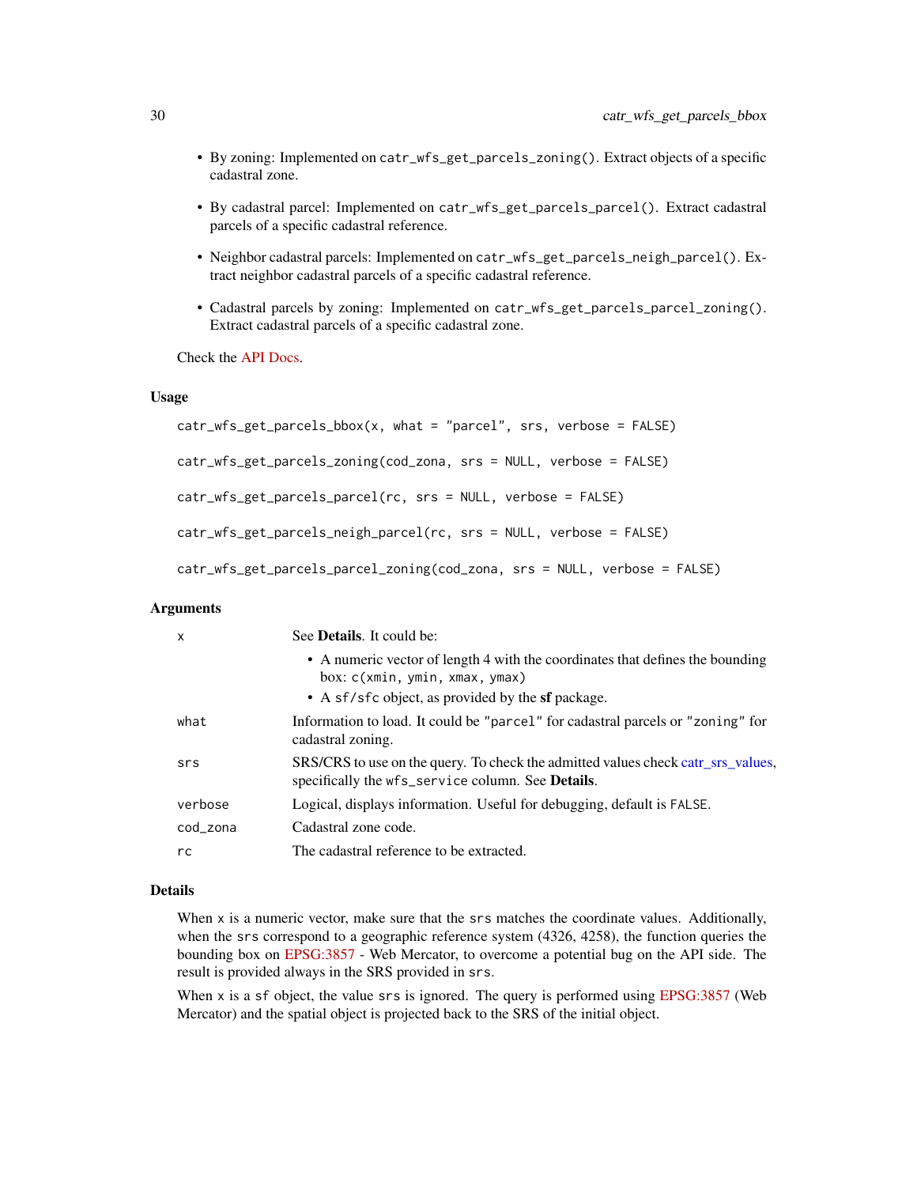- By zoning: Implemented on `catr_wfs_get_parcels_zoning()`. Extract objects of a specific cadastral zone.
- By cadastral parcel: Implemented on `catr_wfs_get_parcels_parcel()`. Extract cadastral parcels of a specific cadastral reference.
- Neighbor cadastral parcels: Implemented on `catr_wfs_get_parcels_neigh_parcel()`. Extract neighbor cadastral parcels of a specific cadastral reference.
- Cadastral parcels by zoning: Implemented on `catr_wfs_get_parcels_parcel_zoning()`. Extract cadastral parcels of a specific cadastral zone.

Check the API Docs.

### Usage

```
catr_wfs_get_parcels_bbox(x, what = "parcel", srs, verbose = FALSE)

catr_wfs_get_parcels_zoning(cod_zona, srs = NULL, verbose = FALSE)

catr_wfs_get_parcels_parcel(rc, srs = NULL, verbose = FALSE)

catr_wfs_get_parcels_neigh_parcel(rc, srs = NULL, verbose = FALSE)

catr_wfs_get_parcels_parcel_zoning(cod_zona, srs = NULL, verbose = FALSE)
```

### Arguments

| | |
|---|---|
| `x` | See **Details**. It could be:<br>• A numeric vector of length 4 with the coordinates that defines the bounding box: `c(xmin, ymin, xmax, ymax)`<br>• A `sf/sfc` object, as provided by the **sf** package. |
| `what` | Information to load. It could be `"parcel"` for cadastral parcels or `"zoning"` for cadastral zoning. |
| `srs` | SRS/CRS to use on the query. To check the admitted values check catr_srs_values, specifically the `wfs_service` column. See **Details**. |
| `verbose` | Logical, displays information. Useful for debugging, default is `FALSE`. |
| `cod_zona` | Cadastral zone code. |
| `rc` | The cadastral reference to be extracted. |

### Details

When `x` is a numeric vector, make sure that the `srs` matches the coordinate values. Additionally, when the `srs` correspond to a geographic reference system (4326, 4258), the function queries the bounding box on EPSG:3857 - Web Mercator, to overcome a potential bug on the API side. The result is provided always in the SRS provided in `srs`.

When `x` is a `sf` object, the value `srs` is ignored. The query is performed using EPSG:3857 (Web Mercator) and the spatial object is projected back to the SRS of the initial object.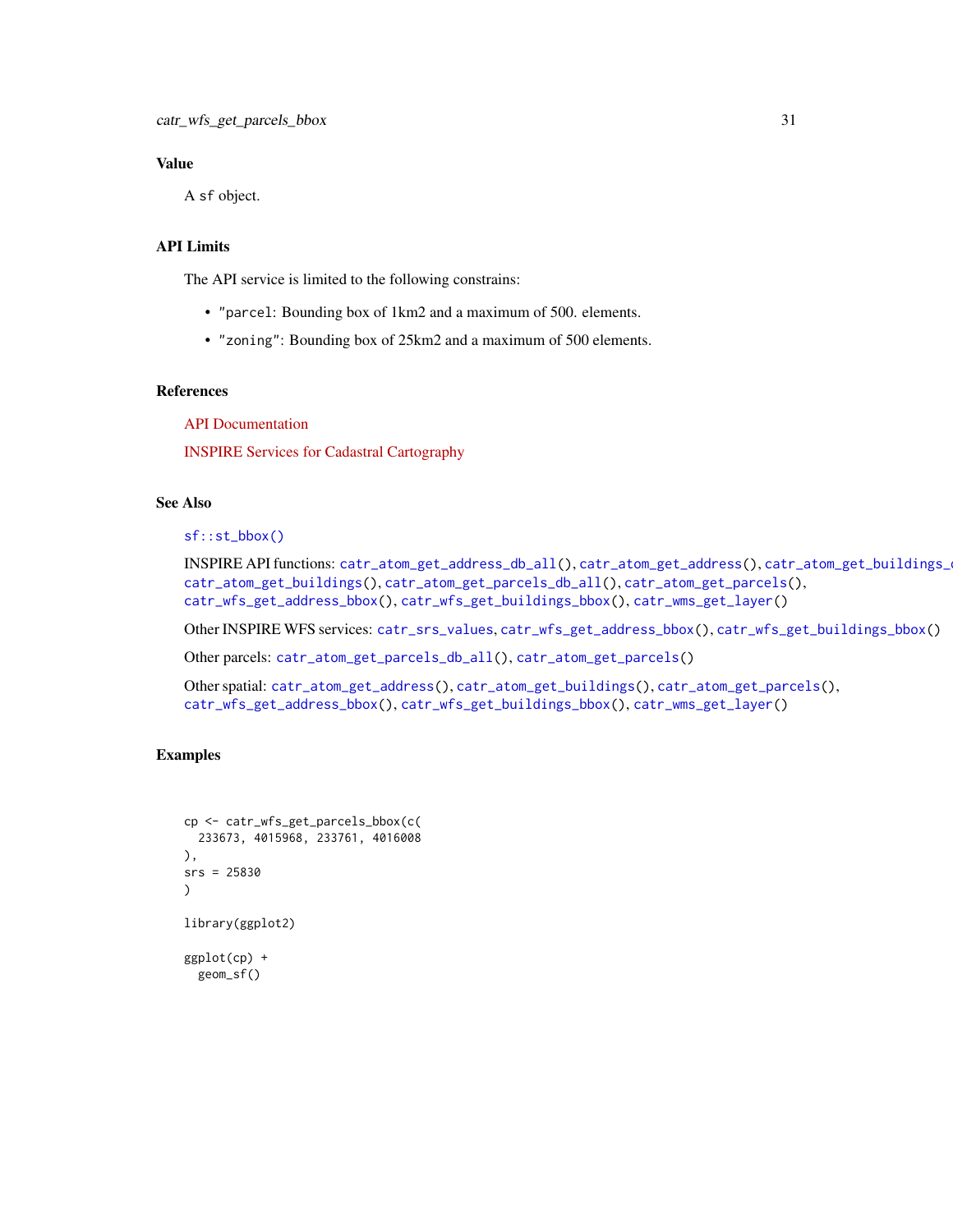## Value

A `sf` object.

## API Limits

The API service is limited to the following constrains:

- "`parcel`: Bounding box of 1km2 and a maximum of 500. elements.
- "`zoning`": Bounding box of 25km2 and a maximum of 500 elements.

## References

API Documentation

INSPIRE Services for Cadastral Cartography

## See Also

`sf::st_bbox()`

INSPIRE API functions: `catr_atom_get_address_db_all()`, `catr_atom_get_address()`, `catr_atom_get_buildings_d`
`catr_atom_get_buildings()`, `catr_atom_get_parcels_db_all()`, `catr_atom_get_parcels()`,
`catr_wfs_get_address_bbox()`, `catr_wfs_get_buildings_bbox()`, `catr_wms_get_layer()`

Other INSPIRE WFS services: `catr_srs_values`, `catr_wfs_get_address_bbox()`, `catr_wfs_get_buildings_bbox()`

Other parcels: `catr_atom_get_parcels_db_all()`, `catr_atom_get_parcels()`

Other spatial: `catr_atom_get_address()`, `catr_atom_get_buildings()`, `catr_atom_get_parcels()`,
`catr_wfs_get_address_bbox()`, `catr_wfs_get_buildings_bbox()`, `catr_wms_get_layer()`

## Examples

```
cp <- catr_wfs_get_parcels_bbox(c(
  233673, 4015968, 233761, 4016008
),
srs = 25830
)

library(ggplot2)

ggplot(cp) +
  geom_sf()
```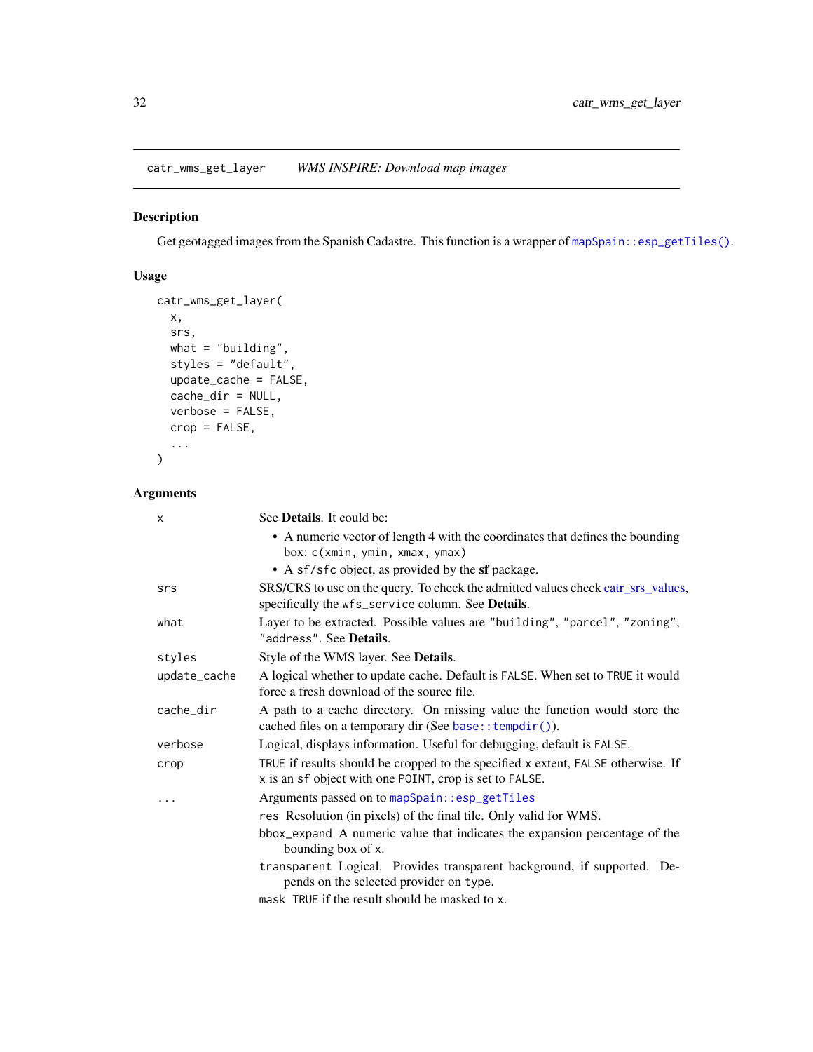## catr_wms_get_layer &nbsp;&nbsp;&nbsp; *WMS INSPIRE: Download map images*

### Description

Get geotagged images from the Spanish Cadastre. This function is a wrapper of `mapSpain::esp_getTiles()`.

### Usage

```
catr_wms_get_layer(
  x,
  srs,
  what = "building",
  styles = "default",
  update_cache = FALSE,
  cache_dir = NULL,
  verbose = FALSE,
  crop = FALSE,
  ...
)
```

### Arguments

`x` &nbsp;&nbsp; See **Details**. It could be:

- A numeric vector of length 4 with the coordinates that defines the bounding box: `c(xmin, ymin, xmax, ymax)`
- A `sf/sfc` object, as provided by the **sf** package.

`srs` &nbsp;&nbsp; SRS/CRS to use on the query. To check the admitted values check catr_srs_values, specifically the `wfs_service` column. See **Details**.

`what` &nbsp;&nbsp; Layer to be extracted. Possible values are `"building"`, `"parcel"`, `"zoning"`, `"address"`. See **Details**.

`styles` &nbsp;&nbsp; Style of the WMS layer. See **Details**.

`update_cache` &nbsp;&nbsp; A logical whether to update cache. Default is `FALSE`. When set to `TRUE` it would force a fresh download of the source file.

`cache_dir` &nbsp;&nbsp; A path to a cache directory. On missing value the function would store the cached files on a temporary dir (See `base::tempdir()`).

`verbose` &nbsp;&nbsp; Logical, displays information. Useful for debugging, default is `FALSE`.

`crop` &nbsp;&nbsp; `TRUE` if results should be cropped to the specified `x` extent, `FALSE` otherwise. If `x` is an `sf` object with one `POINT`, crop is set to `FALSE`.

`...` &nbsp;&nbsp; Arguments passed on to `mapSpain::esp_getTiles`

- `res` Resolution (in pixels) of the final tile. Only valid for WMS.
- `bbox_expand` A numeric value that indicates the expansion percentage of the bounding box of `x`.
- `transparent` Logical. Provides transparent background, if supported. Depends on the selected provider on `type`.
- `mask` `TRUE` if the result should be masked to `x`.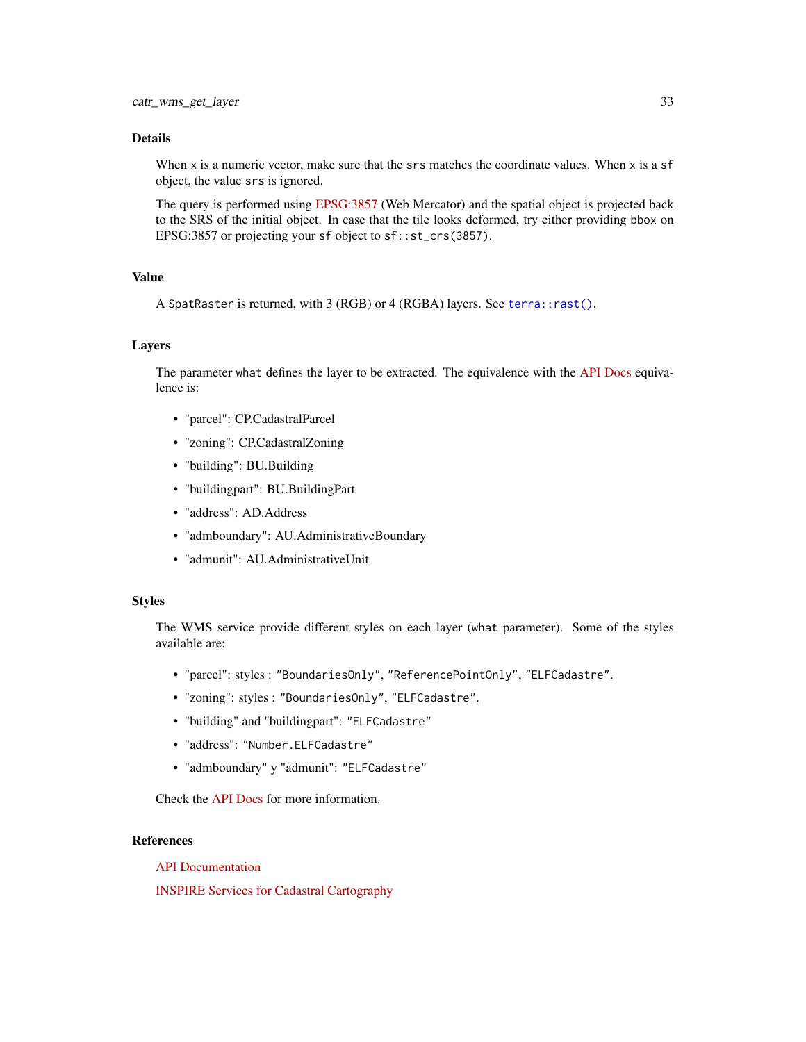## Details

When `x` is a numeric vector, make sure that the `srs` matches the coordinate values. When `x` is a `sf` object, the value `srs` is ignored.

The query is performed using EPSG:3857 (Web Mercator) and the spatial object is projected back to the SRS of the initial object. In case that the tile looks deformed, try either providing `bbox` on EPSG:3857 or projecting your `sf` object to `sf::st_crs(3857)`.

## Value

A `SpatRaster` is returned, with 3 (RGB) or 4 (RGBA) layers. See `terra::rast()`.

## Layers

The parameter `what` defines the layer to be extracted. The equivalence with the API Docs equivalence is:

- "parcel": CP.CadastralParcel
- "zoning": CP.CadastralZoning
- "building": BU.Building
- "buildingpart": BU.BuildingPart
- "address": AD.Address
- "admboundary": AU.AdministrativeBoundary
- "admunit": AU.AdministrativeUnit

## Styles

The WMS service provide different styles on each layer (`what` parameter). Some of the styles available are:

- "parcel": styles : `"BoundariesOnly"`, `"ReferencePointOnly"`, `"ELFCadastre"`.
- "zoning": styles : `"BoundariesOnly"`, `"ELFCadastre"`.
- "building" and "buildingpart": `"ELFCadastre"`
- "address": `"Number.ELFCadastre"`
- "admboundary" y "admunit": `"ELFCadastre"`

Check the API Docs for more information.

## References

API Documentation

INSPIRE Services for Cadastral Cartography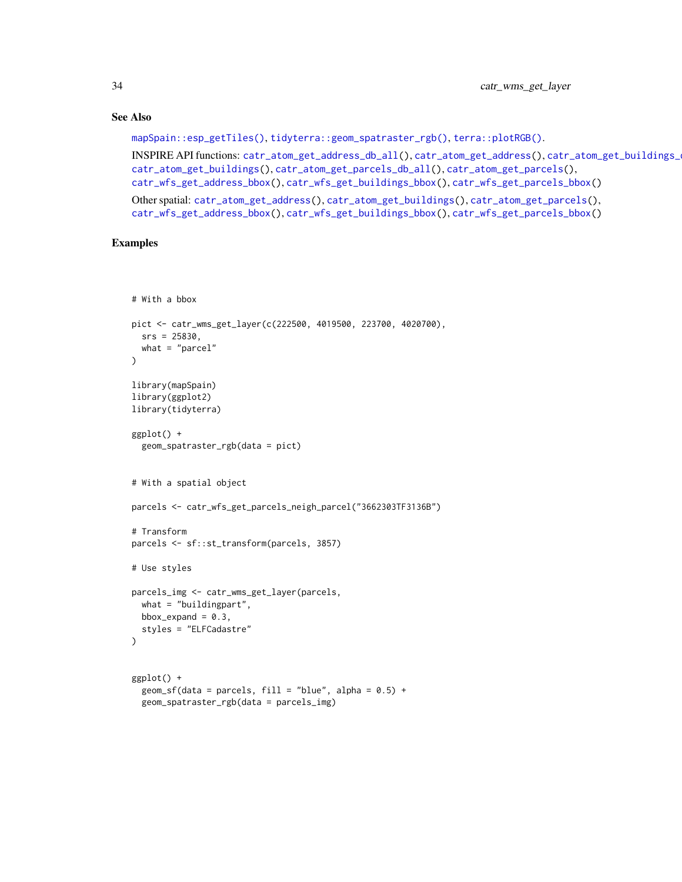## See Also

`mapSpain::esp_getTiles()`, `tidyterra::geom_spatraster_rgb()`, `terra::plotRGB()`.

INSPIRE API functions: `catr_atom_get_address_db_all()`, `catr_atom_get_address()`, `catr_atom_get_buildings_d`
`catr_atom_get_buildings()`, `catr_atom_get_parcels_db_all()`, `catr_atom_get_parcels()`,
`catr_wfs_get_address_bbox()`, `catr_wfs_get_buildings_bbox()`, `catr_wfs_get_parcels_bbox()`

Other spatial: `catr_atom_get_address()`, `catr_atom_get_buildings()`, `catr_atom_get_parcels()`,
`catr_wfs_get_address_bbox()`, `catr_wfs_get_buildings_bbox()`, `catr_wfs_get_parcels_bbox()`

## Examples

```
# With a bbox

pict <- catr_wms_get_layer(c(222500, 4019500, 223700, 4020700),
  srs = 25830,
  what = "parcel"
)

library(mapSpain)
library(ggplot2)
library(tidyterra)

ggplot() +
  geom_spatraster_rgb(data = pict)


# With a spatial object

parcels <- catr_wfs_get_parcels_neigh_parcel("3662303TF3136B")

# Transform
parcels <- sf::st_transform(parcels, 3857)

# Use styles

parcels_img <- catr_wms_get_layer(parcels,
  what = "buildingpart",
  bbox_expand = 0.3,
  styles = "ELFCadastre"
)


ggplot() +
  geom_sf(data = parcels, fill = "blue", alpha = 0.5) +
  geom_spatraster_rgb(data = parcels_img)
```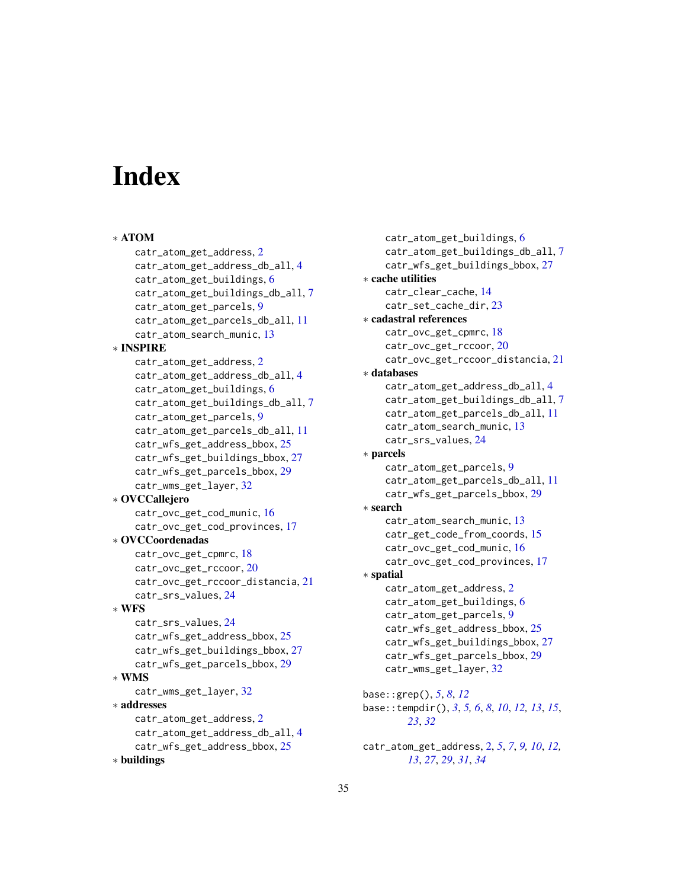# Index

* **ATOM**
    - catr_atom_get_address, 2
    - catr_atom_get_address_db_all, 4
    - catr_atom_get_buildings, 6
    - catr_atom_get_buildings_db_all, 7
    - catr_atom_get_parcels, 9
    - catr_atom_get_parcels_db_all, 11
    - catr_atom_search_munic, 13
* **INSPIRE**
    - catr_atom_get_address, 2
    - catr_atom_get_address_db_all, 4
    - catr_atom_get_buildings, 6
    - catr_atom_get_buildings_db_all, 7
    - catr_atom_get_parcels, 9
    - catr_atom_get_parcels_db_all, 11
    - catr_wfs_get_address_bbox, 25
    - catr_wfs_get_buildings_bbox, 27
    - catr_wfs_get_parcels_bbox, 29
    - catr_wms_get_layer, 32
* **OVCCallejero**
    - catr_ovc_get_cod_munic, 16
    - catr_ovc_get_cod_provinces, 17
* **OVCCoordenadas**
    - catr_ovc_get_cpmrc, 18
    - catr_ovc_get_rccoor, 20
    - catr_ovc_get_rccoor_distancia, 21
    - catr_srs_values, 24
* **WFS**
    - catr_srs_values, 24
    - catr_wfs_get_address_bbox, 25
    - catr_wfs_get_buildings_bbox, 27
    - catr_wfs_get_parcels_bbox, 29
* **WMS**
    - catr_wms_get_layer, 32
* **addresses**
    - catr_atom_get_address, 2
    - catr_atom_get_address_db_all, 4
    - catr_wfs_get_address_bbox, 25
* **buildings**
    - catr_atom_get_buildings, 6
    - catr_atom_get_buildings_db_all, 7
    - catr_wfs_get_buildings_bbox, 27
* **cache utilities**
    - catr_clear_cache, 14
    - catr_set_cache_dir, 23
* **cadastral references**
    - catr_ovc_get_cpmrc, 18
    - catr_ovc_get_rccoor, 20
    - catr_ovc_get_rccoor_distancia, 21
* **databases**
    - catr_atom_get_address_db_all, 4
    - catr_atom_get_buildings_db_all, 7
    - catr_atom_get_parcels_db_all, 11
    - catr_atom_search_munic, 13
    - catr_srs_values, 24
* **parcels**
    - catr_atom_get_parcels, 9
    - catr_atom_get_parcels_db_all, 11
    - catr_wfs_get_parcels_bbox, 29
* **search**
    - catr_atom_search_munic, 13
    - catr_get_code_from_coords, 15
    - catr_ovc_get_cod_munic, 16
    - catr_ovc_get_cod_provinces, 17
* **spatial**
    - catr_atom_get_address, 2
    - catr_atom_get_buildings, 6
    - catr_atom_get_parcels, 9
    - catr_wfs_get_address_bbox, 25
    - catr_wfs_get_buildings_bbox, 27
    - catr_wfs_get_parcels_bbox, 29
    - catr_wms_get_layer, 32

base::grep(), *5*, *8*, *12*
base::tempdir(), *3*, *5*, *6*, *8*, *10*, *12*, *13*, *15*, *23*, *32*

catr_atom_get_address, 2, *5*, *7*, *9*, *10*, *12*, *13*, *27*, *29*, *31*, *34*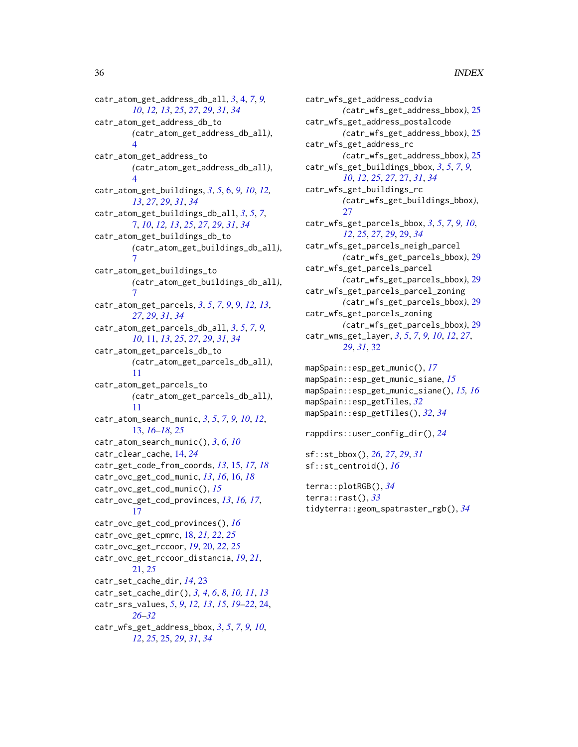catr_atom_get_address_db_all, *3*, 4, *7*, *9*, *10*, *12*, *13*, *25*, *27*, *29*, *31*, *34*
catr_atom_get_address_db_to (catr_atom_get_address_db_all), 4
catr_atom_get_address_to (catr_atom_get_address_db_all), 4
catr_atom_get_buildings, *3*, *5*, 6, *9*, *10*, *12*, *13*, *27*, *29*, *31*, *34*
catr_atom_get_buildings_db_all, *3*, *5*, *7*, 7, *10*, *12*, *13*, *25*, *27*, *29*, *31*, *34*
catr_atom_get_buildings_db_to (catr_atom_get_buildings_db_all), 7
catr_atom_get_buildings_to (catr_atom_get_buildings_db_all), 7
catr_atom_get_parcels, *3*, *5*, *7*, *9*, 9, *12*, *13*, *27*, *29*, *31*, *34*
catr_atom_get_parcels_db_all, *3*, *5*, *7*, *9*, *10*, 11, *13*, *25*, *27*, *29*, *31*, *34*
catr_atom_get_parcels_db_to (catr_atom_get_parcels_db_all), 11
catr_atom_get_parcels_to (catr_atom_get_parcels_db_all), 11
catr_atom_search_munic, *3*, *5*, *7*, *9*, *10*, *12*, 13, *16–18*, *25*
catr_atom_search_munic(), *3*, *6*, *10*
catr_clear_cache, 14, *24*
catr_get_code_from_coords, *13*, 15, *17*, *18*
catr_ovc_get_cod_munic, *13*, *16*, 16, *18*
catr_ovc_get_cod_munic(), *15*
catr_ovc_get_cod_provinces, *13*, *16*, *17*, 17
catr_ovc_get_cod_provinces(), *16*
catr_ovc_get_cpmrc, 18, *21*, *22*, *25*
catr_ovc_get_rccoor, *19*, 20, *22*, *25*
catr_ovc_get_rccoor_distancia, *19*, *21*, 21, *25*
catr_set_cache_dir, *14*, 23
catr_set_cache_dir(), *3*, *4*, *6*, *8*, *10*, *11*, *13*
catr_srs_values, *5*, *9*, *12*, *13*, *15*, *19–22*, 24, *26–32*
catr_wfs_get_address_bbox, *3*, *5*, *7*, *9*, *10*, *12*, *25*, 25, *29*, *31*, *34*
catr_wfs_get_address_codvia (catr_wfs_get_address_bbox), 25
catr_wfs_get_address_postalcode (catr_wfs_get_address_bbox), 25
catr_wfs_get_address_rc (catr_wfs_get_address_bbox), 25
catr_wfs_get_buildings_bbox, *3*, *5*, *7*, *9*, *10*, *12*, *25*, *27*, 27, *31*, *34*
catr_wfs_get_buildings_rc (catr_wfs_get_buildings_bbox), 27
catr_wfs_get_parcels_bbox, *3*, *5*, *7*, *9*, *10*, *12*, *25*, *27*, *29*, 29, *34*
catr_wfs_get_parcels_neigh_parcel (catr_wfs_get_parcels_bbox), 29
catr_wfs_get_parcels_parcel (catr_wfs_get_parcels_bbox), 29
catr_wfs_get_parcels_parcel_zoning (catr_wfs_get_parcels_bbox), 29
catr_wfs_get_parcels_zoning (catr_wfs_get_parcels_bbox), 29
catr_wms_get_layer, *3*, *5*, *7*, *9*, *10*, *12*, *27*, *29*, *31*, 32

mapSpain::esp_get_munic(), *17*
mapSpain::esp_get_munic_siane, *15*
mapSpain::esp_get_munic_siane(), *15*, *16*
mapSpain::esp_getTiles, *32*
mapSpain::esp_getTiles(), *32*, *34*

rappdirs::user_config_dir(), *24*

sf::st_bbox(), *26*, *27*, *29*, *31*
sf::st_centroid(), *16*

terra::plotRGB(), *34*
terra::rast(), *33*
tidyterra::geom_spatraster_rgb(), *34*